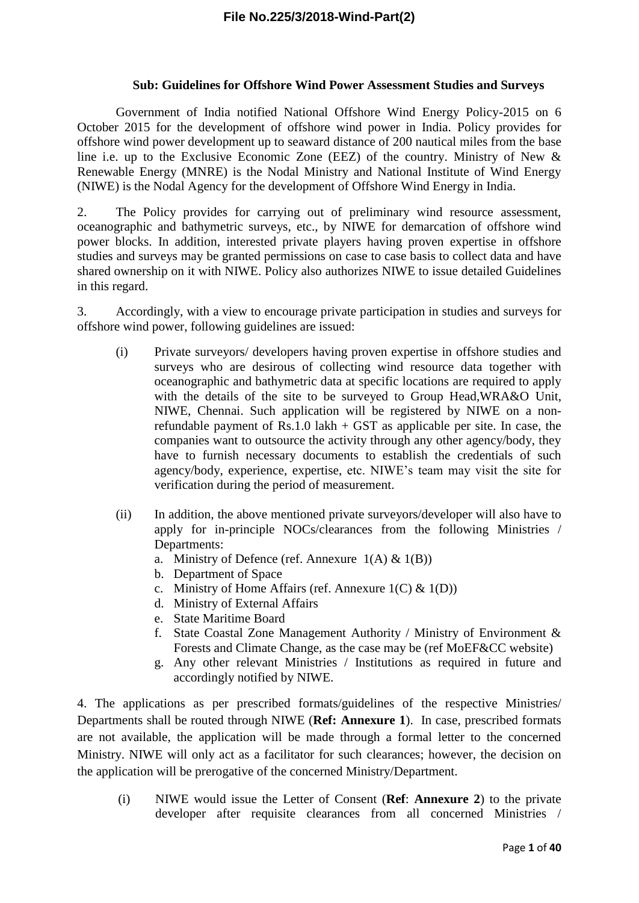**Sub: Guidelines for Offshore Wind Power Assessment Studies and Surveys**

Government of India notified National Offshore Wind Energy Policy-2015 on 6 October 2015 for the development of offshore wind power in India. Policy provides for offshore wind power development up to seaward distance of 200 nautical miles from the base line i.e. up to the Exclusive Economic Zone (EEZ) of the country. Ministry of New & Renewable Energy (MNRE) is the Nodal Ministry and National Institute of Wind Energy (NIWE) is the Nodal Agency for the development of Offshore Wind Energy in India.

2. The Policy provides for carrying out of preliminary wind resource assessment, oceanographic and bathymetric surveys, etc., by NIWE for demarcation of offshore wind power blocks. In addition, interested private players having proven expertise in offshore studies and surveys may be granted permissions on case to case basis to collect data and have shared ownership on it with NIWE. Policy also authorizes NIWE to issue detailed Guidelines in this regard.

3. Accordingly, with a view to encourage private participation in studies and surveys for offshore wind power, following guidelines are issued:

(i) Private surveyors/ developers having proven expertise in offshore studies and surveys who are desirous of collecting wind resource data together with oceanographic and bathymetric data at specific locations are required to apply with the details of the site to be surveyed to Group Head,WRA&O Unit, NIWE, Chennai. Such application will be registered by NIWE on a non-refundable payment of Rs.1.0 lakh + GST as applicable per site. In case, the companies want to outsource the activity through any other agency/body, they have to furnish necessary documents to establish the credentials of such agency/body, experience, expertise, etc. NIWE's team may visit the site for verification during the period of measurement.

(ii) In addition, the above mentioned private surveyors/developer will also have to apply for in-principle NOCs/clearances from the following Ministries / Departments:

a. Ministry of Defence (ref. Annexure 1(A) & 1(B))
b. Department of Space
c. Ministry of Home Affairs (ref. Annexure 1(C) & 1(D))
d. Ministry of External Affairs
e. State Maritime Board
f. State Coastal Zone Management Authority / Ministry of Environment & Forests and Climate Change, as the case may be (ref MoEF&CC website)
g. Any other relevant Ministries / Institutions as required in future and accordingly notified by NIWE.

4. The applications as per prescribed formats/guidelines of the respective Ministries/ Departments shall be routed through NIWE (**Ref: Annexure 1**). In case, prescribed formats are not available, the application will be made through a formal letter to the concerned Ministry. NIWE will only act as a facilitator for such clearances; however, the decision on the application will be prerogative of the concerned Ministry/Department.

(i) NIWE would issue the Letter of Consent (**Ref**: **Annexure 2**) to the private developer after requisite clearances from all concerned Ministries /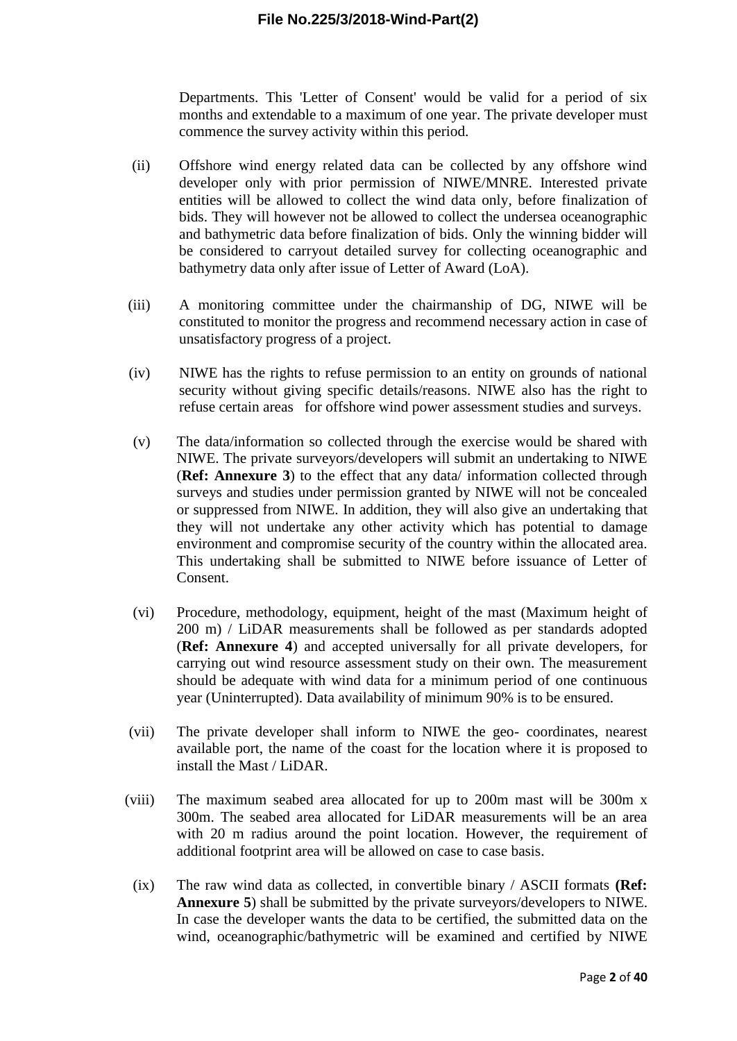Departments. This 'Letter of Consent' would be valid for a period of six months and extendable to a maximum of one year. The private developer must commence the survey activity within this period.

(ii) Offshore wind energy related data can be collected by any offshore wind developer only with prior permission of NIWE/MNRE. Interested private entities will be allowed to collect the wind data only, before finalization of bids. They will however not be allowed to collect the undersea oceanographic and bathymetric data before finalization of bids. Only the winning bidder will be considered to carryout detailed survey for collecting oceanographic and bathymetry data only after issue of Letter of Award (LoA).

(iii) A monitoring committee under the chairmanship of DG, NIWE will be constituted to monitor the progress and recommend necessary action in case of unsatisfactory progress of a project.

(iv) NIWE has the rights to refuse permission to an entity on grounds of national security without giving specific details/reasons. NIWE also has the right to refuse certain areas for offshore wind power assessment studies and surveys.

(v) The data/information so collected through the exercise would be shared with NIWE. The private surveyors/developers will submit an undertaking to NIWE (**Ref: Annexure 3**) to the effect that any data/ information collected through surveys and studies under permission granted by NIWE will not be concealed or suppressed from NIWE. In addition, they will also give an undertaking that they will not undertake any other activity which has potential to damage environment and compromise security of the country within the allocated area. This undertaking shall be submitted to NIWE before issuance of Letter of Consent.

(vi) Procedure, methodology, equipment, height of the mast (Maximum height of 200 m) / LiDAR measurements shall be followed as per standards adopted (**Ref: Annexure 4**) and accepted universally for all private developers, for carrying out wind resource assessment study on their own. The measurement should be adequate with wind data for a minimum period of one continuous year (Uninterrupted). Data availability of minimum 90% is to be ensured.

(vii) The private developer shall inform to NIWE the geo- coordinates, nearest available port, the name of the coast for the location where it is proposed to install the Mast / LiDAR.

(viii) The maximum seabed area allocated for up to 200m mast will be 300m x 300m. The seabed area allocated for LiDAR measurements will be an area with 20 m radius around the point location. However, the requirement of additional footprint area will be allowed on case to case basis.

(ix) The raw wind data as collected, in convertible binary / ASCII formats **(Ref: Annexure 5**) shall be submitted by the private surveyors/developers to NIWE. In case the developer wants the data to be certified, the submitted data on the wind, oceanographic/bathymetric will be examined and certified by NIWE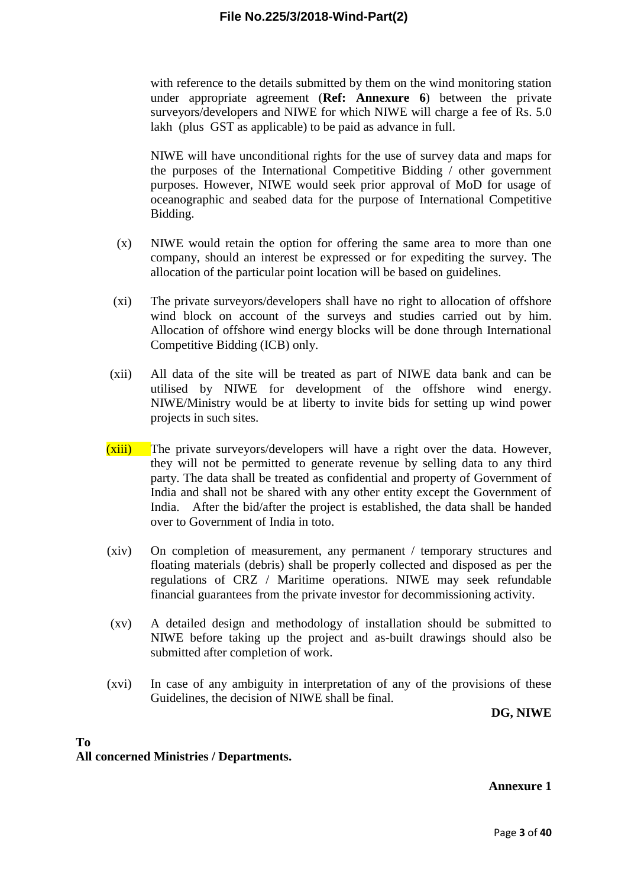with reference to the details submitted by them on the wind monitoring station under appropriate agreement (**Ref: Annexure 6**) between the private surveyors/developers and NIWE for which NIWE will charge a fee of Rs. 5.0 lakh (plus GST as applicable) to be paid as advance in full.

NIWE will have unconditional rights for the use of survey data and maps for the purposes of the International Competitive Bidding / other government purposes. However, NIWE would seek prior approval of MoD for usage of oceanographic and seabed data for the purpose of International Competitive Bidding.

(x) NIWE would retain the option for offering the same area to more than one company, should an interest be expressed or for expediting the survey. The allocation of the particular point location will be based on guidelines.

(xi) The private surveyors/developers shall have no right to allocation of offshore wind block on account of the surveys and studies carried out by him. Allocation of offshore wind energy blocks will be done through International Competitive Bidding (ICB) only.

(xii) All data of the site will be treated as part of NIWE data bank and can be utilised by NIWE for development of the offshore wind energy. NIWE/Ministry would be at liberty to invite bids for setting up wind power projects in such sites.

(xiii) The private surveyors/developers will have a right over the data. However, they will not be permitted to generate revenue by selling data to any third party. The data shall be treated as confidential and property of Government of India and shall not be shared with any other entity except the Government of India. After the bid/after the project is established, the data shall be handed over to Government of India in toto.

(xiv) On completion of measurement, any permanent / temporary structures and floating materials (debris) shall be properly collected and disposed as per the regulations of CRZ / Maritime operations. NIWE may seek refundable financial guarantees from the private investor for decommissioning activity.

(xv) A detailed design and methodology of installation should be submitted to NIWE before taking up the project and as-built drawings should also be submitted after completion of work.

(xvi) In case of any ambiguity in interpretation of any of the provisions of these Guidelines, the decision of NIWE shall be final.

**DG, NIWE**

**To**
**All concerned Ministries / Departments.**

**Annexure 1**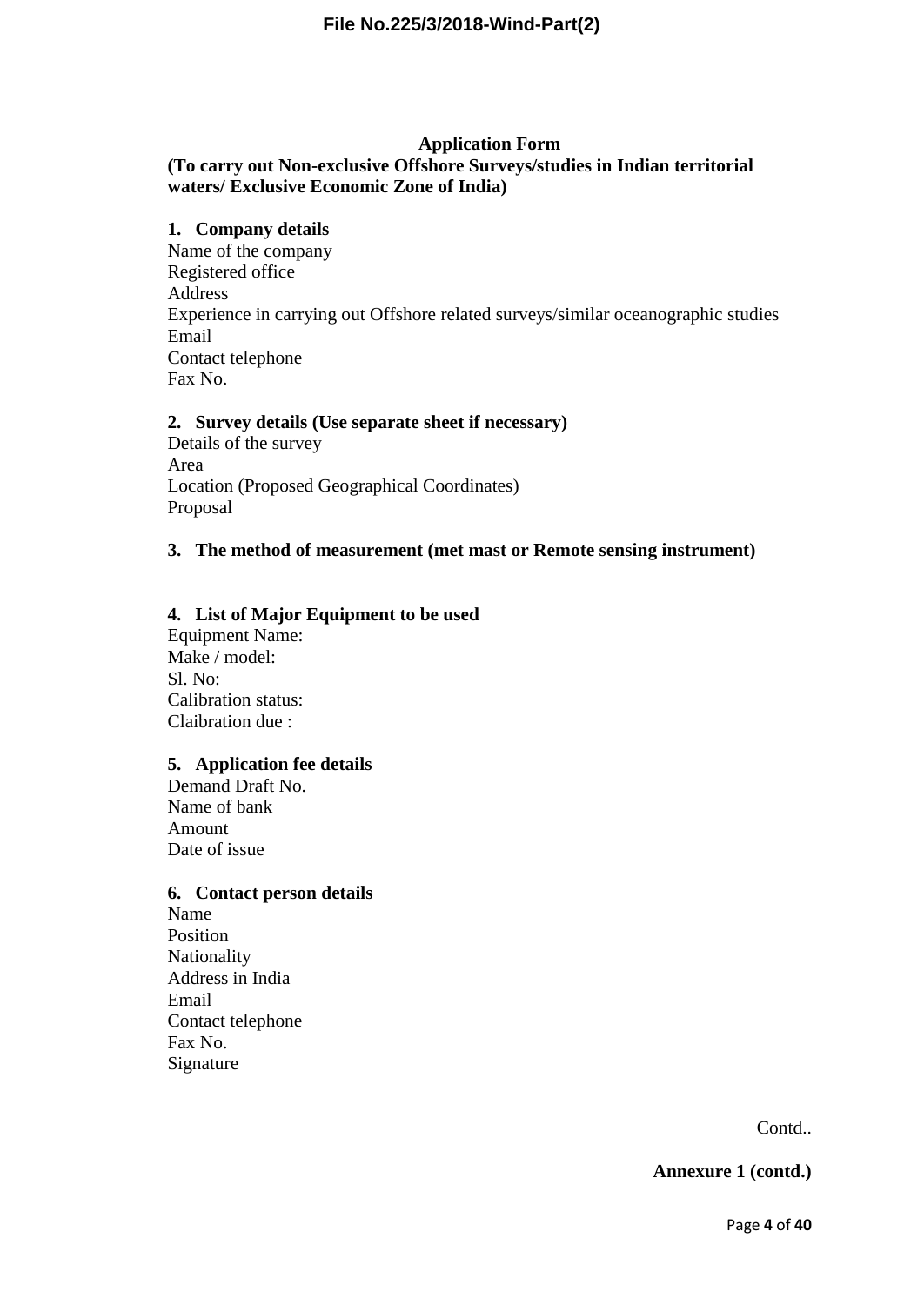**Application Form**

**(To carry out Non-exclusive Offshore Surveys/studies in Indian territorial waters/ Exclusive Economic Zone of India)**

**1. Company details**

Name of the company
Registered office
Address
Experience in carrying out Offshore related surveys/similar oceanographic studies
Email
Contact telephone
Fax No.

**2. Survey details (Use separate sheet if necessary)**

Details of the survey
Area
Location (Proposed Geographical Coordinates)
Proposal

**3. The method of measurement (met mast or Remote sensing instrument)**

**4. List of Major Equipment to be used**

Equipment Name:
Make / model:
Sl. No:
Calibration status:
Claibration due :

**5. Application fee details**

Demand Draft No.
Name of bank
Amount
Date of issue

**6. Contact person details**

Name
Position
Nationality
Address in India
Email
Contact telephone
Fax No.
Signature

Contd..

**Annexure 1 (contd.)**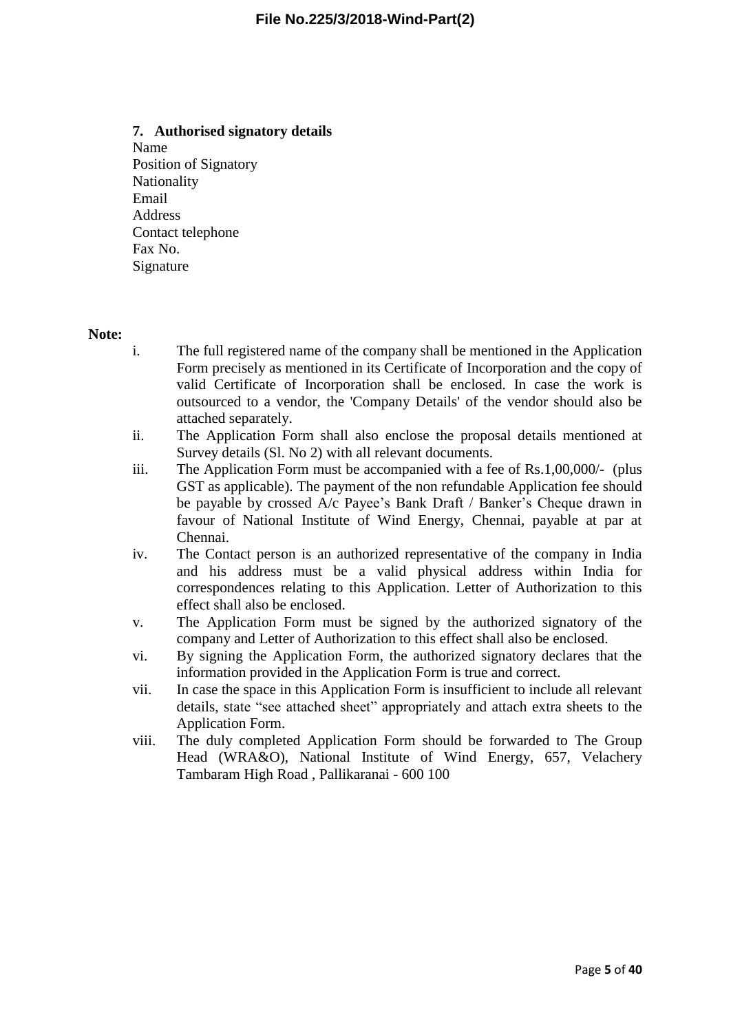### 7. Authorised signatory details

Name
Position of Signatory
Nationality
Email
Address
Contact telephone
Fax No.
Signature

**Note:**

i. The full registered name of the company shall be mentioned in the Application Form precisely as mentioned in its Certificate of Incorporation and the copy of valid Certificate of Incorporation shall be enclosed. In case the work is outsourced to a vendor, the 'Company Details' of the vendor should also be attached separately.

ii. The Application Form shall also enclose the proposal details mentioned at Survey details (Sl. No 2) with all relevant documents.

iii. The Application Form must be accompanied with a fee of Rs.1,00,000/- (plus GST as applicable). The payment of the non refundable Application fee should be payable by crossed A/c Payee's Bank Draft / Banker's Cheque drawn in favour of National Institute of Wind Energy, Chennai, payable at par at Chennai.

iv. The Contact person is an authorized representative of the company in India and his address must be a valid physical address within India for correspondences relating to this Application. Letter of Authorization to this effect shall also be enclosed.

v. The Application Form must be signed by the authorized signatory of the company and Letter of Authorization to this effect shall also be enclosed.

vi. By signing the Application Form, the authorized signatory declares that the information provided in the Application Form is true and correct.

vii. In case the space in this Application Form is insufficient to include all relevant details, state "see attached sheet" appropriately and attach extra sheets to the Application Form.

viii. The duly completed Application Form should be forwarded to The Group Head (WRA&O), National Institute of Wind Energy, 657, Velachery Tambaram High Road , Pallikaranai - 600 100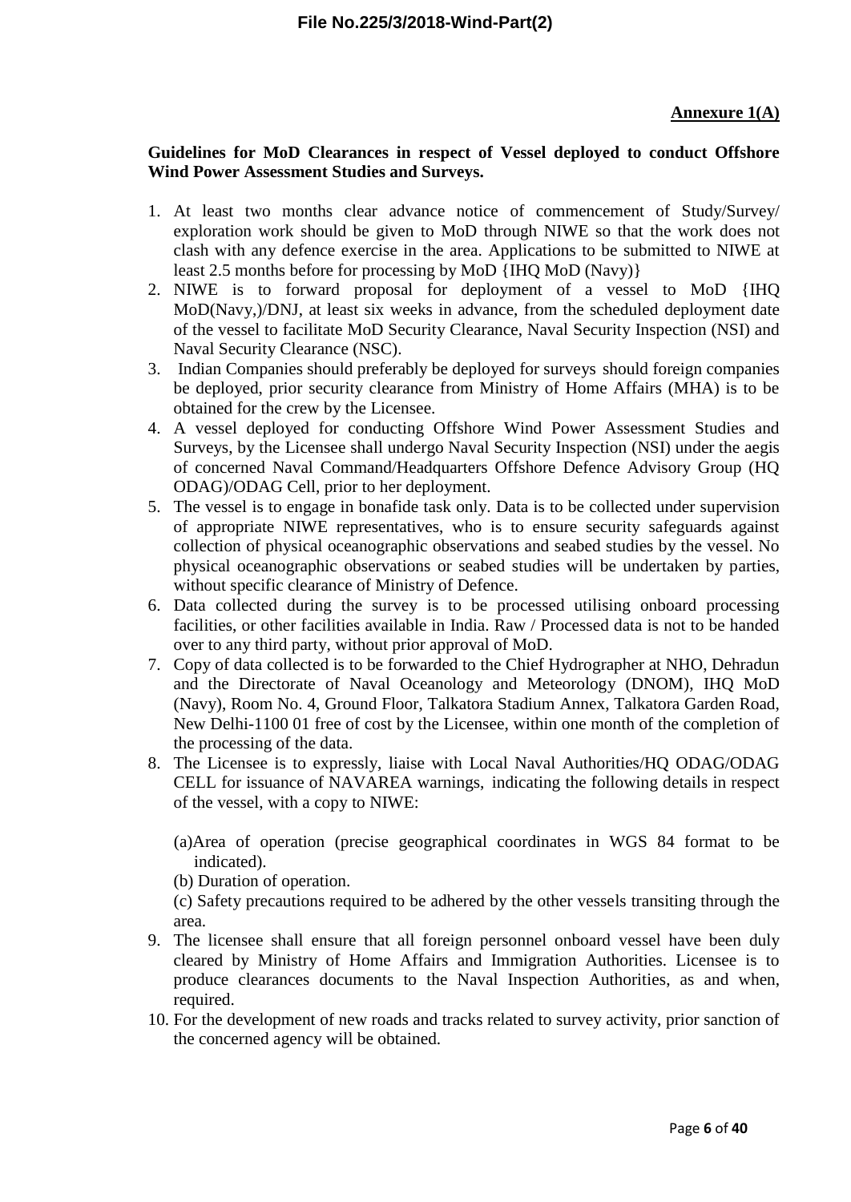**Annexure 1(A)**

**Guidelines for MoD Clearances in respect of Vessel deployed to conduct Offshore Wind Power Assessment Studies and Surveys.**

1. At least two months clear advance notice of commencement of Study/Survey/ exploration work should be given to MoD through NIWE so that the work does not clash with any defence exercise in the area. Applications to be submitted to NIWE at least 2.5 months before for processing by MoD {IHQ MoD (Navy)}
2. NIWE is to forward proposal for deployment of a vessel to MoD {IHQ MoD(Navy,)/DNJ, at least six weeks in advance, from the scheduled deployment date of the vessel to facilitate MoD Security Clearance, Naval Security Inspection (NSI) and Naval Security Clearance (NSC).
3. Indian Companies should preferably be deployed for surveys should foreign companies be deployed, prior security clearance from Ministry of Home Affairs (MHA) is to be obtained for the crew by the Licensee.
4. A vessel deployed for conducting Offshore Wind Power Assessment Studies and Surveys, by the Licensee shall undergo Naval Security Inspection (NSI) under the aegis of concerned Naval Command/Headquarters Offshore Defence Advisory Group (HQ ODAG)/ODAG Cell, prior to her deployment.
5. The vessel is to engage in bonafide task only. Data is to be collected under supervision of appropriate NIWE representatives, who is to ensure security safeguards against collection of physical oceanographic observations and seabed studies by the vessel. No physical oceanographic observations or seabed studies will be undertaken by parties, without specific clearance of Ministry of Defence.
6. Data collected during the survey is to be processed utilising onboard processing facilities, or other facilities available in India. Raw / Processed data is not to be handed over to any third party, without prior approval of MoD.
7. Copy of data collected is to be forwarded to the Chief Hydrographer at NHO, Dehradun and the Directorate of Naval Oceanology and Meteorology (DNOM), IHQ MoD (Navy), Room No. 4, Ground Floor, Talkatora Stadium Annex, Talkatora Garden Road, New Delhi-1100 01 free of cost by the Licensee, within one month of the completion of the processing of the data.
8. The Licensee is to expressly, liaise with Local Naval Authorities/HQ ODAG/ODAG CELL for issuance of NAVAREA warnings, indicating the following details in respect of the vessel, with a copy to NIWE:

   (a)Area of operation (precise geographical coordinates in WGS 84 format to be indicated).

   (b) Duration of operation.

   (c) Safety precautions required to be adhered by the other vessels transiting through the area.
9. The licensee shall ensure that all foreign personnel onboard vessel have been duly cleared by Ministry of Home Affairs and Immigration Authorities. Licensee is to produce clearances documents to the Naval Inspection Authorities, as and when, required.
10. For the development of new roads and tracks related to survey activity, prior sanction of the concerned agency will be obtained.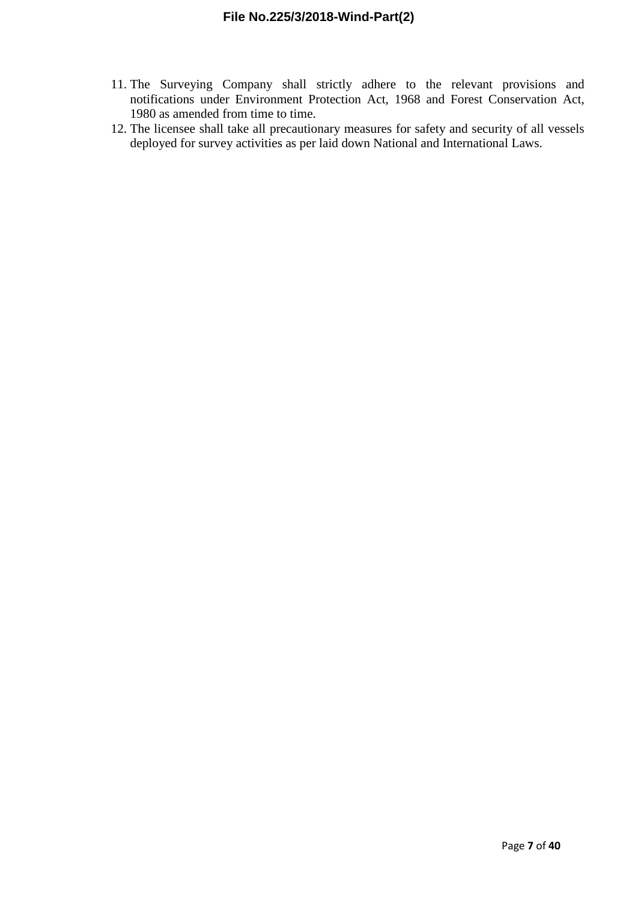11. The Surveying Company shall strictly adhere to the relevant provisions and notifications under Environment Protection Act, 1968 and Forest Conservation Act, 1980 as amended from time to time.
12. The licensee shall take all precautionary measures for safety and security of all vessels deployed for survey activities as per laid down National and International Laws.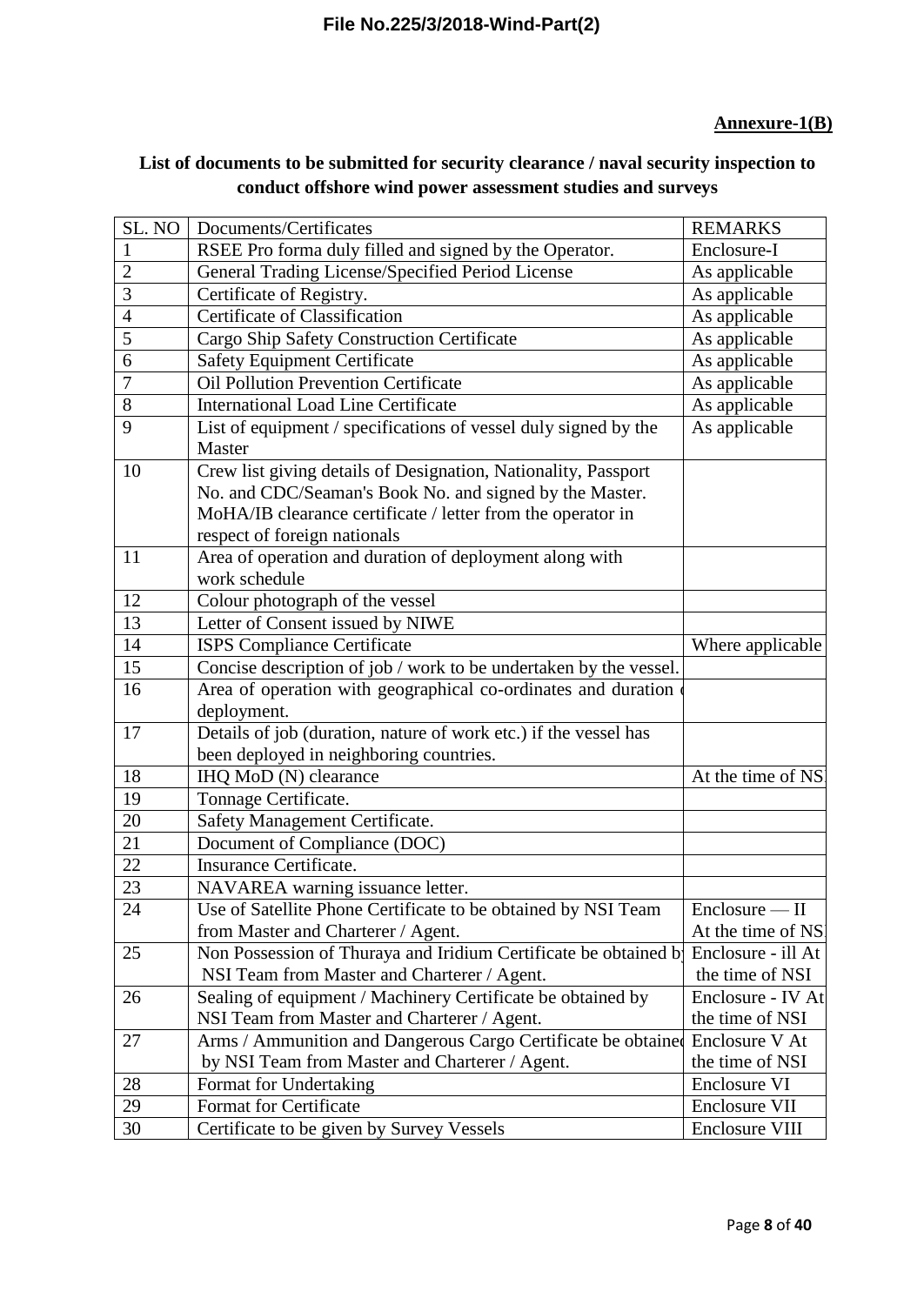**Annexure-1(B)**

**List of documents to be submitted for security clearance / naval security inspection to conduct offshore wind power assessment studies and surveys**

| SL. NO | Documents/Certificates | REMARKS |
|---|---|---|
| 1 | RSEE Pro forma duly filled and signed by the Operator. | Enclosure-I |
| 2 | General Trading License/Specified Period License | As applicable |
| 3 | Certificate of Registry. | As applicable |
| 4 | Certificate of Classification | As applicable |
| 5 | Cargo Ship Safety Construction Certificate | As applicable |
| 6 | Safety Equipment Certificate | As applicable |
| 7 | Oil Pollution Prevention Certificate | As applicable |
| 8 | International Load Line Certificate | As applicable |
| 9 | List of equipment / specifications of vessel duly signed by the Master | As applicable |
| 10 | Crew list giving details of Designation, Nationality, Passport No. and CDC/Seaman's Book No. and signed by the Master. MoHA/IB clearance certificate / letter from the operator in respect of foreign nationals | |
| 11 | Area of operation and duration of deployment along with work schedule | |
| 12 | Colour photograph of the vessel | |
| 13 | Letter of Consent issued by NIWE | |
| 14 | ISPS Compliance Certificate | Where applicable |
| 15 | Concise description of job / work to be undertaken by the vessel. | |
| 16 | Area of operation with geographical co-ordinates and duration of deployment. | |
| 17 | Details of job (duration, nature of work etc.) if the vessel has been deployed in neighboring countries. | |
| 18 | IHQ MoD (N) clearance | At the time of NSI |
| 19 | Tonnage Certificate. | |
| 20 | Safety Management Certificate. | |
| 21 | Document of Compliance (DOC) | |
| 22 | Insurance Certificate. | |
| 23 | NAVAREA warning issuance letter. | |
| 24 | Use of Satellite Phone Certificate to be obtained by NSI Team from Master and Charterer / Agent. | Enclosure — II At the time of NSI |
| 25 | Non Possession of Thuraya and Iridium Certificate be obtained by NSI Team from Master and Charterer / Agent. | Enclosure - ill At the time of NSI |
| 26 | Sealing of equipment / Machinery Certificate be obtained by NSI Team from Master and Charterer / Agent. | Enclosure - IV At the time of NSI |
| 27 | Arms / Ammunition and Dangerous Cargo Certificate be obtained by NSI Team from Master and Charterer / Agent. | Enclosure V At the time of NSI |
| 28 | Format for Undertaking | Enclosure VI |
| 29 | Format for Certificate | Enclosure VII |
| 30 | Certificate to be given by Survey Vessels | Enclosure VIII |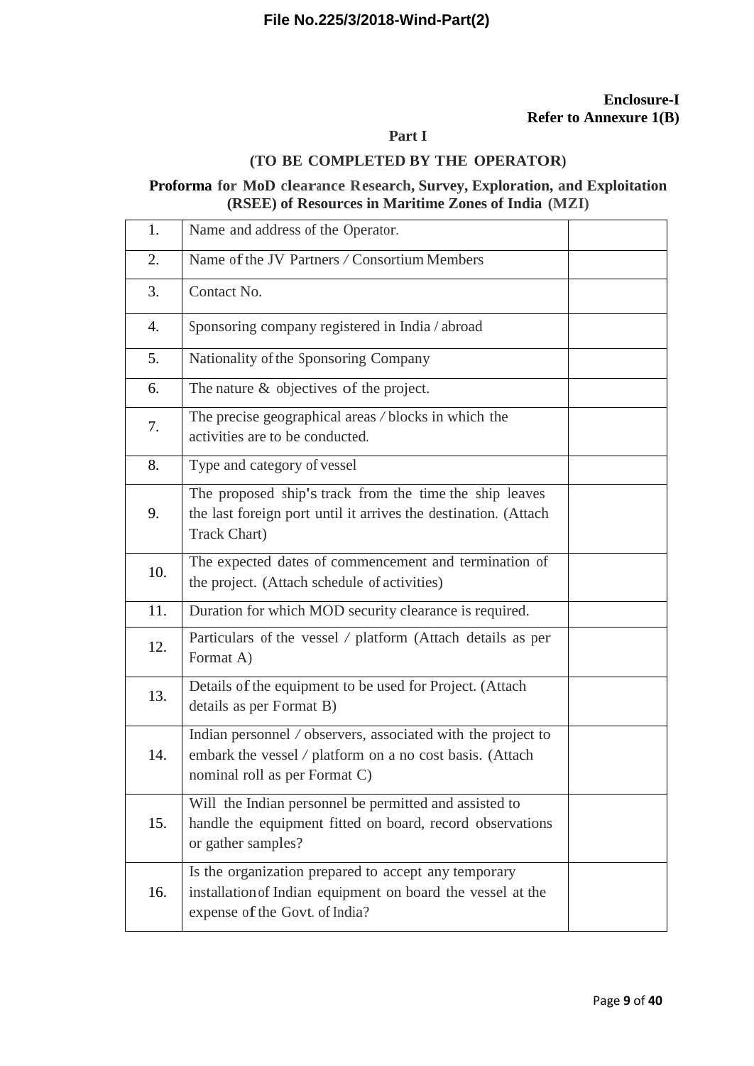**Enclosure-I**
**Refer to Annexure 1(B)**

**Part I**

**(TO BE COMPLETED BY THE OPERATOR)**

**Proforma for MoD clearance Research, Survey, Exploration, and Exploitation (RSEE) of Resources in Maritime Zones of India (MZI)**

| | | |
|---|---|---|
| 1. | Name and address of the Operator. | |
| 2. | Name of the JV Partners / Consortium Members | |
| 3. | Contact No. | |
| 4. | Sponsoring company registered in India / abroad | |
| 5. | Nationality of the Sponsoring Company | |
| 6. | The nature & objectives of the project. | |
| 7. | The precise geographical areas / blocks in which the activities are to be conducted. | |
| 8. | Type and category of vessel | |
| 9. | The proposed ship's track from the time the ship leaves the last foreign port until it arrives the destination. (Attach Track Chart) | |
| 10. | The expected dates of commencement and termination of the project. (Attach schedule of activities) | |
| 11. | Duration for which MOD security clearance is required. | |
| 12. | Particulars of the vessel / platform (Attach details as per Format A) | |
| 13. | Details of the equipment to be used for Project. (Attach details as per Format B) | |
| 14. | Indian personnel / observers, associated with the project to embark the vessel / platform on a no cost basis. (Attach nominal roll as per Format C) | |
| 15. | Will the Indian personnel be permitted and assisted to handle the equipment fitted on board, record observations or gather samples? | |
| 16. | Is the organization prepared to accept any temporary installation of Indian equipment on board the vessel at the expense of the Govt. of India? | |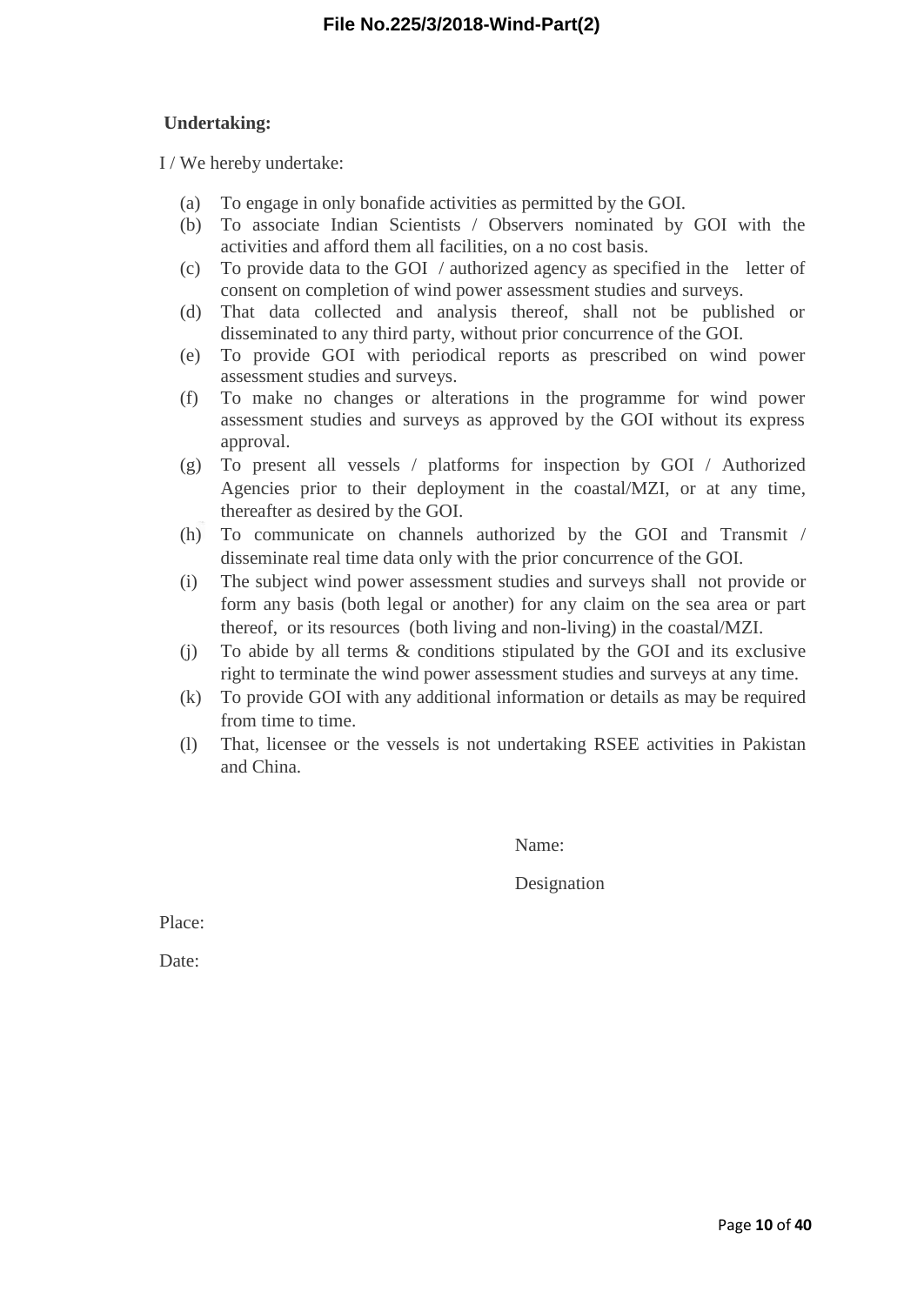**Undertaking:**

I / We hereby undertake:

(a) To engage in only bonafide activities as permitted by the GOI.
(b) To associate Indian Scientists / Observers nominated by GOI with the activities and afford them all facilities, on a no cost basis.
(c) To provide data to the GOI / authorized agency as specified in the letter of consent on completion of wind power assessment studies and surveys.
(d) That data collected and analysis thereof, shall not be published or disseminated to any third party, without prior concurrence of the GOI.
(e) To provide GOI with periodical reports as prescribed on wind power assessment studies and surveys.
(f) To make no changes or alterations in the programme for wind power assessment studies and surveys as approved by the GOI without its express approval.
(g) To present all vessels / platforms for inspection by GOI / Authorized Agencies prior to their deployment in the coastal/MZI, or at any time, thereafter as desired by the GOI.
(h) To communicate on channels authorized by the GOI and Transmit / disseminate real time data only with the prior concurrence of the GOI.
(i) The subject wind power assessment studies and surveys shall not provide or form any basis (both legal or another) for any claim on the sea area or part thereof, or its resources (both living and non-living) in the coastal/MZI.
(j) To abide by all terms & conditions stipulated by the GOI and its exclusive right to terminate the wind power assessment studies and surveys at any time.
(k) To provide GOI with any additional information or details as may be required from time to time.
(l) That, licensee or the vessels is not undertaking RSEE activities in Pakistan and China.

Name:

Designation

Place:

Date: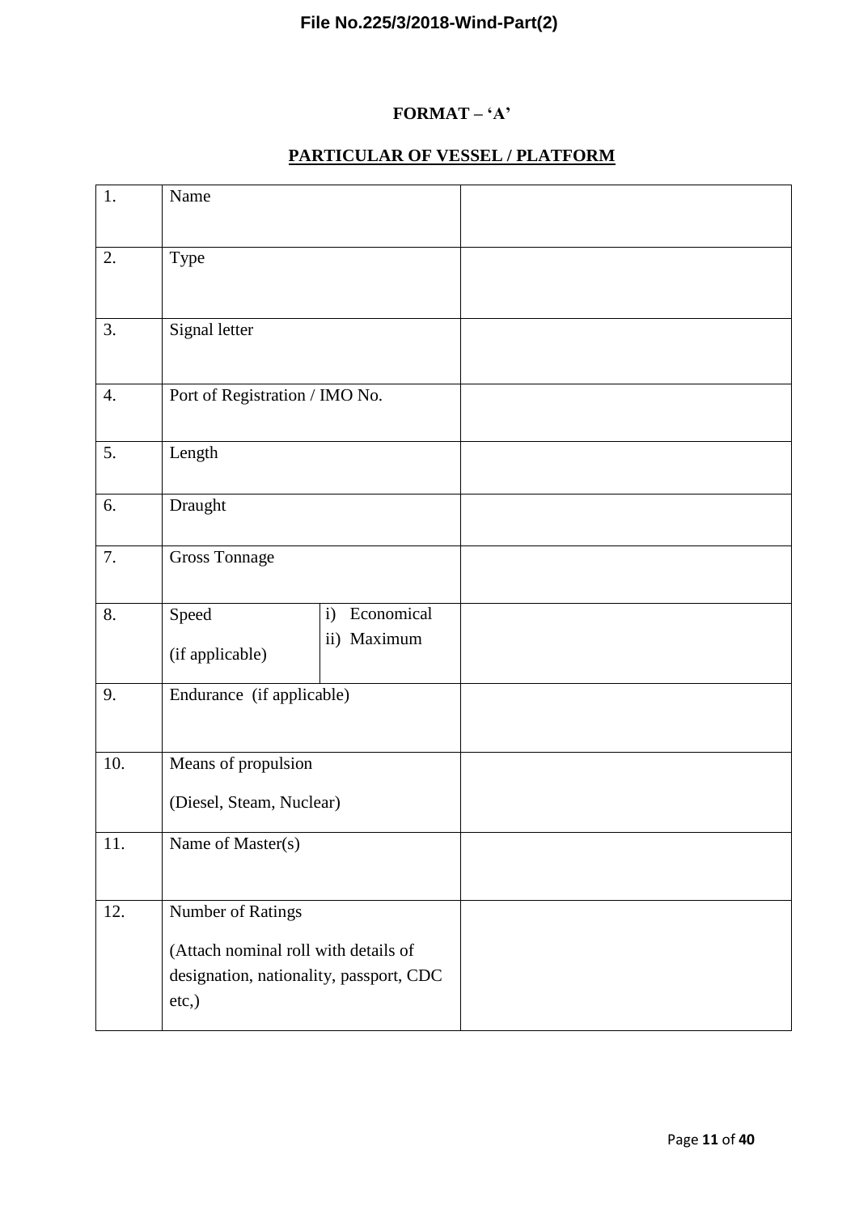File No.225/3/2018-Wind-Part(2)

**FORMAT – 'A'**

**PARTICULAR OF VESSEL / PLATFORM**

| | | | |
|---|---|---|---|
| 1. | Name | | |
| 2. | Type | | |
| 3. | Signal letter | | |
| 4. | Port of Registration / IMO No. | | |
| 5. | Length | | |
| 6. | Draught | | |
| 7. | Gross Tonnage | | |
| 8. | Speed (if applicable) | i) Economical ii) Maximum | |
| 9. | Endurance (if applicable) | | |
| 10. | Means of propulsion (Diesel, Steam, Nuclear) | | |
| 11. | Name of Master(s) | | |
| 12. | Number of Ratings (Attach nominal roll with details of designation, nationality, passport, CDC etc,) | | |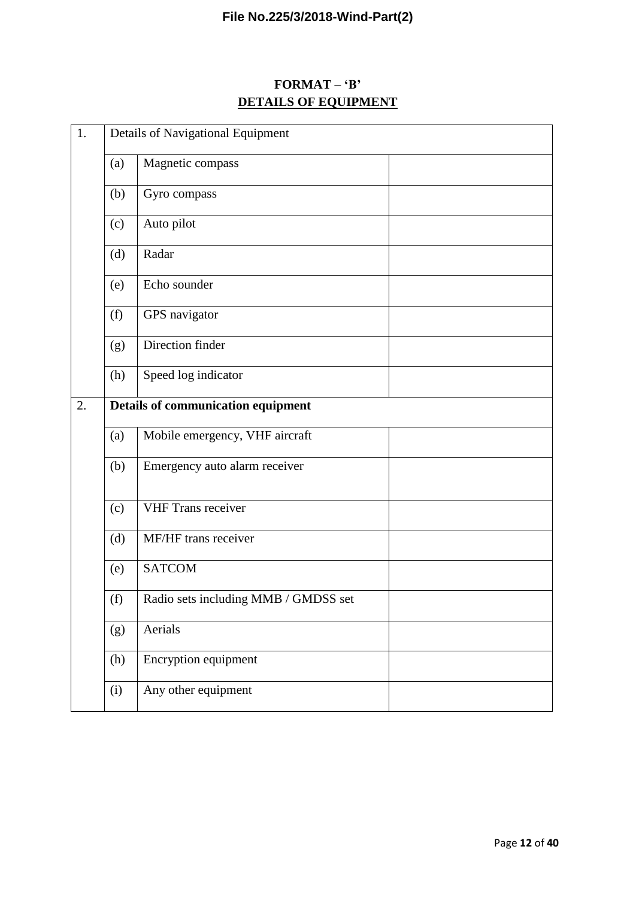**FORMAT – 'B'**

**DETAILS OF EQUIPMENT**

| 1. | Details of Navigational Equipment | | |
|---|---|---|---|
| | (a) | Magnetic compass | |
| | (b) | Gyro compass | |
| | (c) | Auto pilot | |
| | (d) | Radar | |
| | (e) | Echo sounder | |
| | (f) | GPS navigator | |
| | (g) | Direction finder | |
| | (h) | Speed log indicator | |
| 2. | **Details of communication equipment** | | |
| | (a) | Mobile emergency, VHF aircraft | |
| | (b) | Emergency auto alarm receiver | |
| | (c) | VHF Trans receiver | |
| | (d) | MF/HF trans receiver | |
| | (e) | SATCOM | |
| | (f) | Radio sets including MMB / GMDSS set | |
| | (g) | Aerials | |
| | (h) | Encryption equipment | |
| | (i) | Any other equipment | |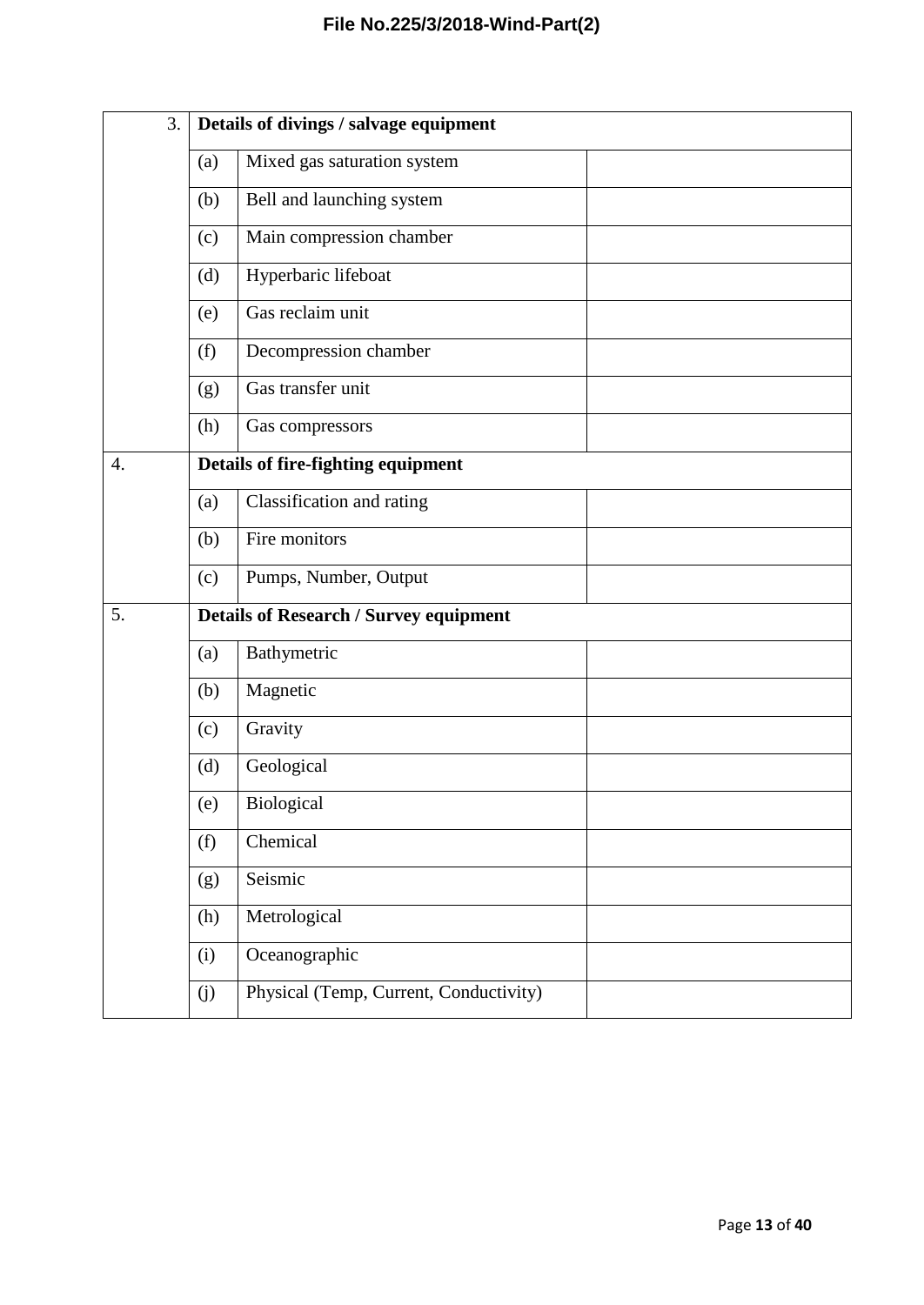| | | | |
|---|---|---|---|
| 3. | **Details of divings / salvage equipment** | | |
| | (a) | Mixed gas saturation system | |
| | (b) | Bell and launching system | |
| | (c) | Main compression chamber | |
| | (d) | Hyperbaric lifeboat | |
| | (e) | Gas reclaim unit | |
| | (f) | Decompression chamber | |
| | (g) | Gas transfer unit | |
| | (h) | Gas compressors | |
| 4. | **Details of fire-fighting equipment** | | |
| | (a) | Classification and rating | |
| | (b) | Fire monitors | |
| | (c) | Pumps, Number, Output | |
| 5. | **Details of Research / Survey equipment** | | |
| | (a) | Bathymetric | |
| | (b) | Magnetic | |
| | (c) | Gravity | |
| | (d) | Geological | |
| | (e) | Biological | |
| | (f) | Chemical | |
| | (g) | Seismic | |
| | (h) | Metrological | |
| | (i) | Oceanographic | |
| | (j) | Physical (Temp, Current, Conductivity) | |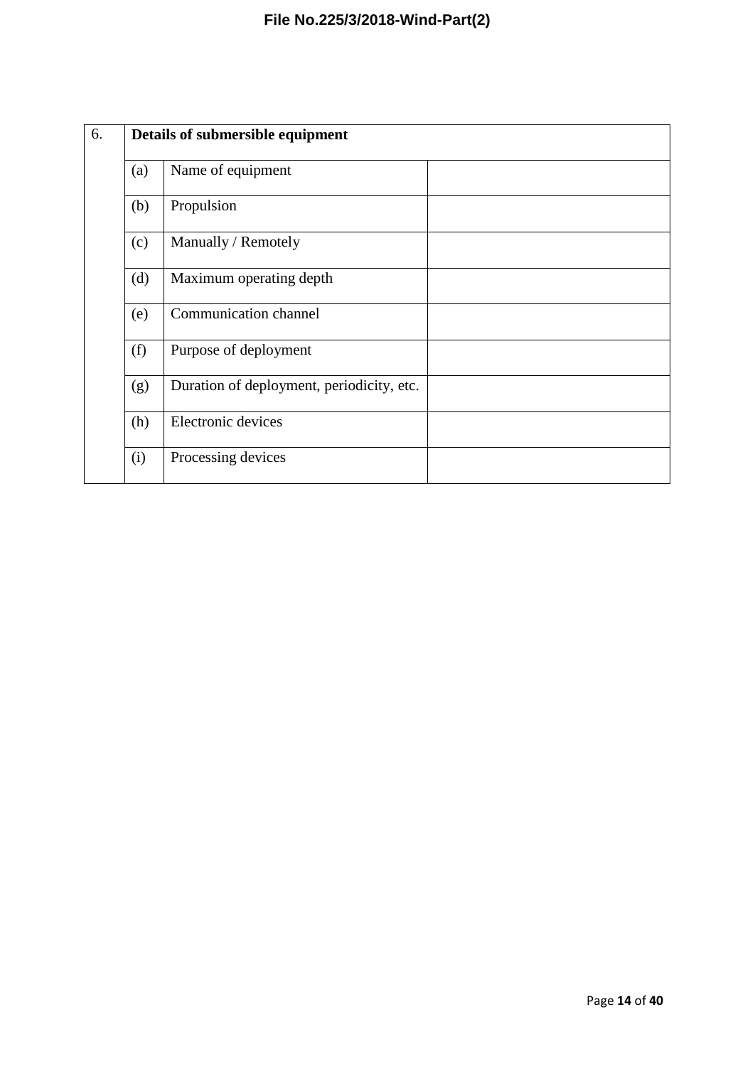| 6. | **Details of submersible equipment** | | |
|---|---|---|---|
| | (a) | Name of equipment | |
| | (b) | Propulsion | |
| | (c) | Manually / Remotely | |
| | (d) | Maximum operating depth | |
| | (e) | Communication channel | |
| | (f) | Purpose of deployment | |
| | (g) | Duration of deployment, periodicity, etc. | |
| | (h) | Electronic devices | |
| | (i) | Processing devices | |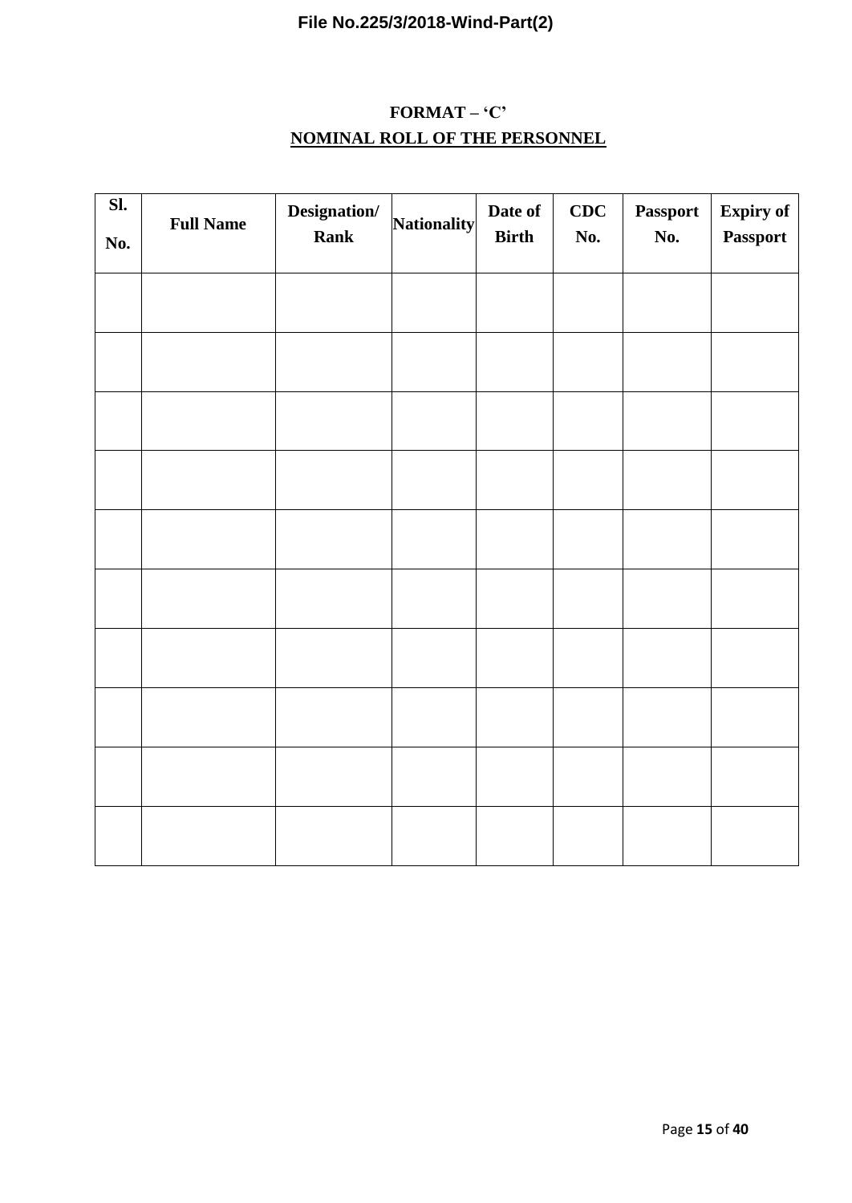**FORMAT – 'C'**

**NOMINAL ROLL OF THE PERSONNEL**

| Sl. No. | Full Name | Designation/ Rank | Nationality | Date of Birth | CDC No. | Passport No. | Expiry of Passport |
|---|---|---|---|---|---|---|---|
| | | | | | | | |
| | | | | | | | |
| | | | | | | | |
| | | | | | | | |
| | | | | | | | |
| | | | | | | | |
| | | | | | | | |
| | | | | | | | |
| | | | | | | | |
| | | | | | | | |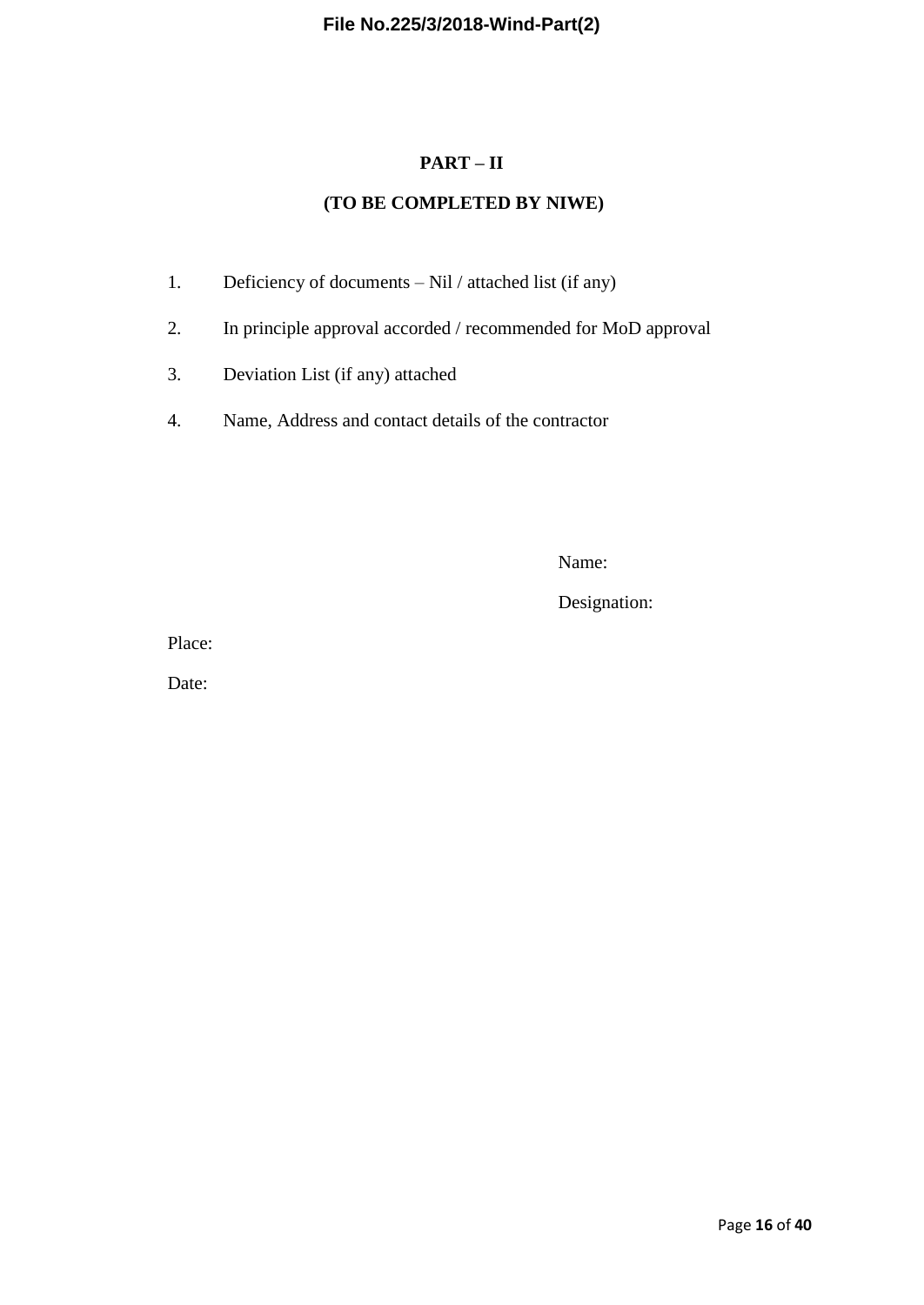## PART – II

## (TO BE COMPLETED BY NIWE)

1. Deficiency of documents – Nil / attached list (if any)
2. In principle approval accorded / recommended for MoD approval
3. Deviation List (if any) attached
4. Name, Address and contact details of the contractor

Name:

Designation:

Place:

Date: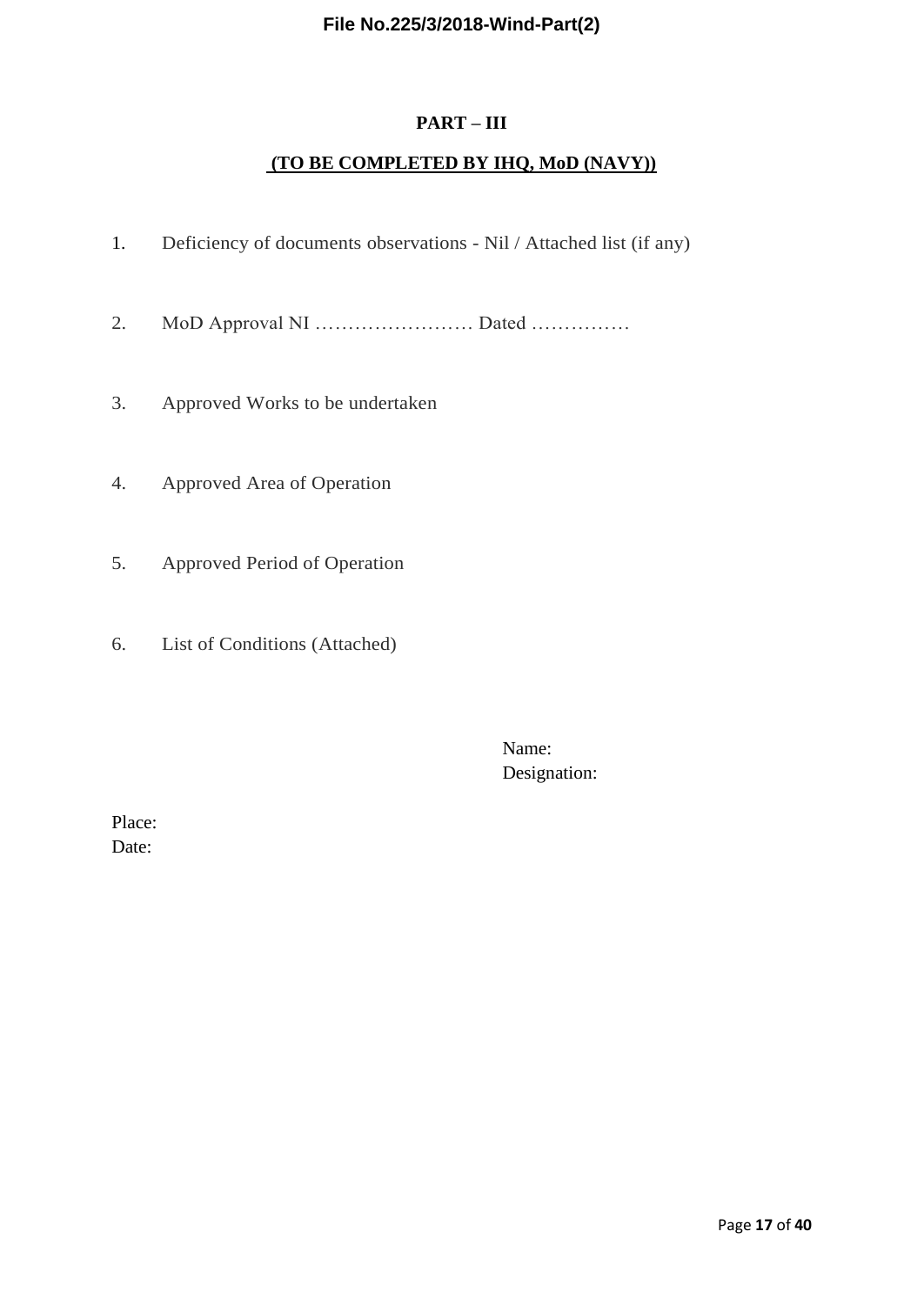## PART – III

**(TO BE COMPLETED BY IHQ, MoD (NAVY))**

1. Deficiency of documents observations - Nil / Attached list (if any)

2. MoD Approval NI …………………… Dated ……………

3. Approved Works to be undertaken

4. Approved Area of Operation

5. Approved Period of Operation

6. List of Conditions (Attached)

Name:
Designation:

Place:
Date: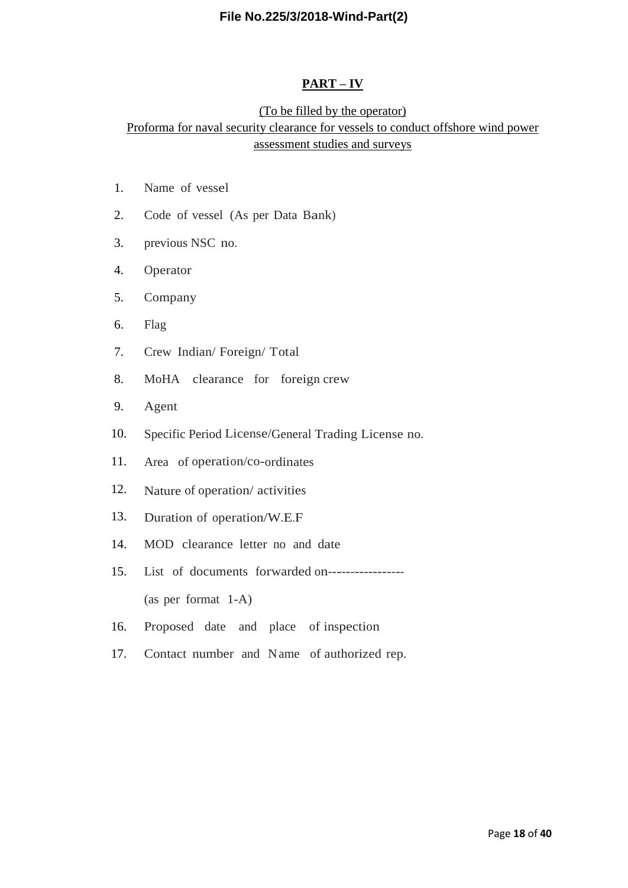## PART – IV

(To be filled by the operator)
Proforma for naval security clearance for vessels to conduct offshore wind power assessment studies and surveys

1. Name of vessel
2. Code of vessel (As per Data Bank)
3. previous NSC no.
4. Operator
5. Company
6. Flag
7. Crew Indian/ Foreign/ Total
8. MoHA clearance for foreign crew
9. Agent
10. Specific Period License/General Trading License no.
11. Area of operation/co-ordinates
12. Nature of operation/ activities
13. Duration of operation/W.E.F
14. MOD clearance letter no and date
15. List of documents forwarded on-----------------

    (as per format 1-A)
16. Proposed date and place of inspection
17. Contact number and Name of authorized rep.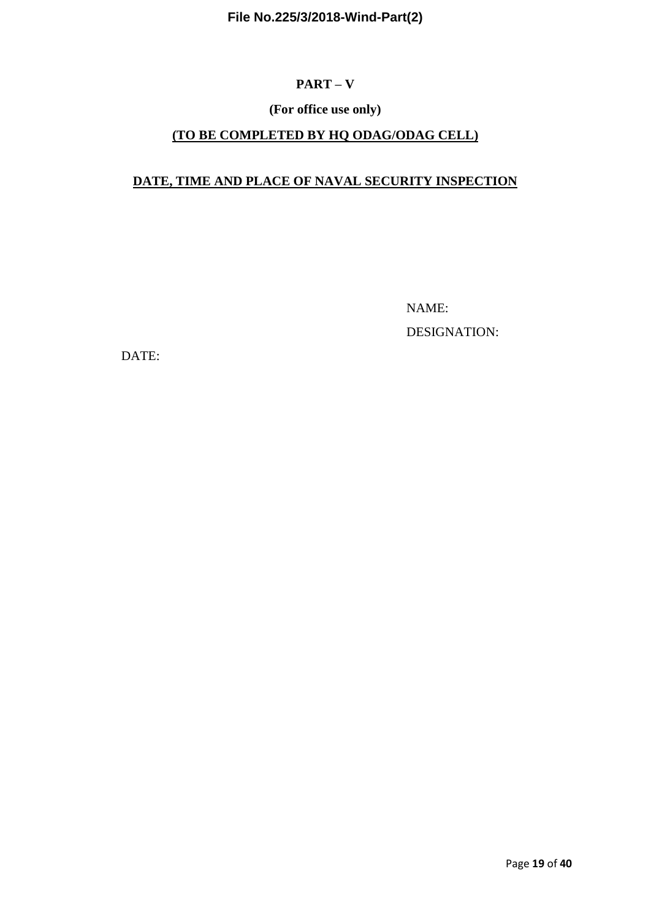## PART – V

**(For office use only)**

**(TO BE COMPLETED BY HQ ODAG/ODAG CELL)**

**DATE, TIME AND PLACE OF NAVAL SECURITY INSPECTION**

NAME:

DESIGNATION:

DATE: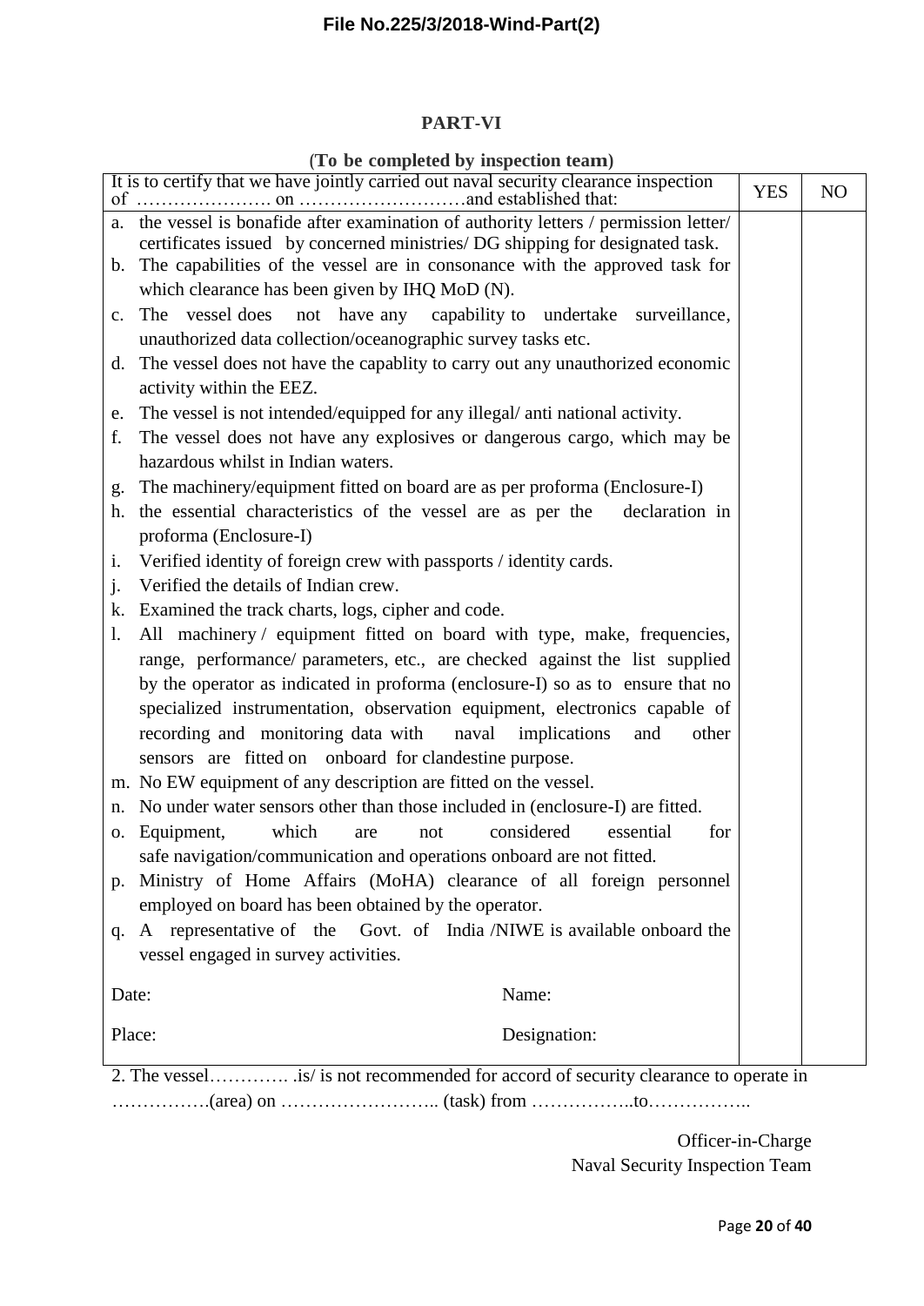## PART-VI

(**To be completed by inspection team**)

| It is to certify that we have jointly carried out naval security clearance inspection of …………………. on ………………………and established that: | YES | NO |
|---|---|---|
| a. the vessel is bonafide after examination of authority letters / permission letter/ certificates issued by concerned ministries/ DG shipping for designated task. | | |
| b. The capabilities of the vessel are in consonance with the approved task for which clearance has been given by IHQ MoD (N). | | |
| c. The vessel does not have any capability to undertake surveillance, unauthorized data collection/oceanographic survey tasks etc. | | |
| d. The vessel does not have the capablity to carry out any unauthorized economic activity within the EEZ. | | |
| e. The vessel is not intended/equipped for any illegal/ anti national activity. | | |
| f. The vessel does not have any explosives or dangerous cargo, which may be hazardous whilst in Indian waters. | | |
| g. The machinery/equipment fitted on board are as per proforma (Enclosure-I) | | |
| h. the essential characteristics of the vessel are as per the declaration in proforma (Enclosure-I) | | |
| i. Verified identity of foreign crew with passports / identity cards. | | |
| j. Verified the details of Indian crew. | | |
| k. Examined the track charts, logs, cipher and code. | | |
| l. All machinery / equipment fitted on board with type, make, frequencies, range, performance/ parameters, etc., are checked against the list supplied by the operator as indicated in proforma (enclosure-I) so as to ensure that no specialized instrumentation, observation equipment, electronics capable of recording and monitoring data with naval implications and other sensors are fitted on onboard for clandestine purpose. | | |
| m. No EW equipment of any description are fitted on the vessel. | | |
| n. No under water sensors other than those included in (enclosure-I) are fitted. | | |
| o. Equipment, which are not considered essential for safe navigation/communication and operations onboard are not fitted. | | |
| p. Ministry of Home Affairs (MoHA) clearance of all foreign personnel employed on board has been obtained by the operator. | | |
| q. A representative of the Govt. of India /NIWE is available onboard the vessel engaged in survey activities. | | |
| Date: Name: | | |
| Place: Designation: | | |

2. The vessel…………. .is/ is not recommended for accord of security clearance to operate in …………….(area) on …………………….. (task) from ……………..to……………..

Officer-in-Charge
Naval Security Inspection Team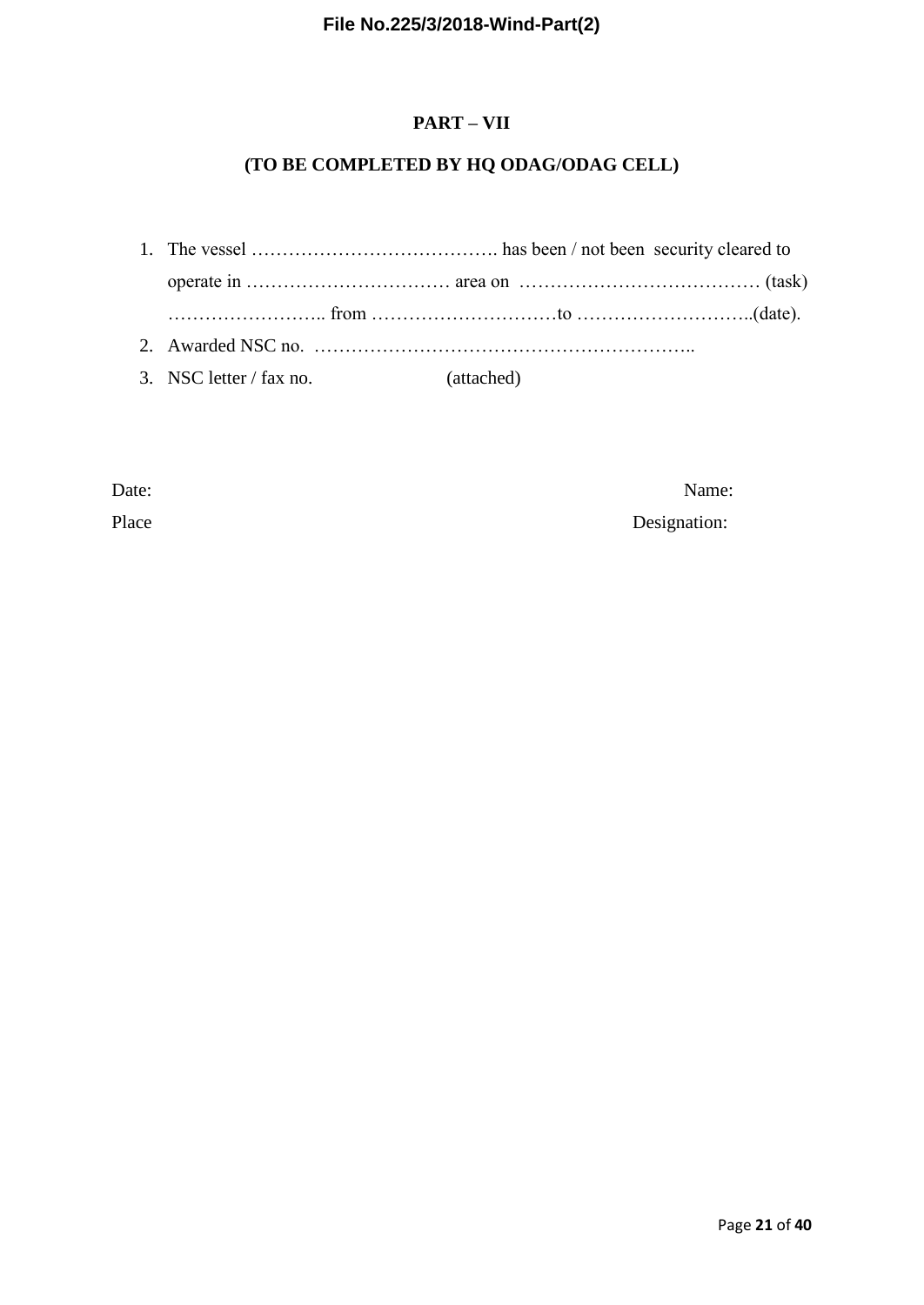## PART – VII

## (TO BE COMPLETED BY HQ ODAG/ODAG CELL)

1. The vessel …………………………………. has been / not been security cleared to operate in …………………………… area on ………………………………… (task) …………………….. from …………………………to ………………………..(date).
2. Awarded NSC no. ……………………………………………………..
3. NSC letter / fax no. (attached)

Date: Name:

Place Designation: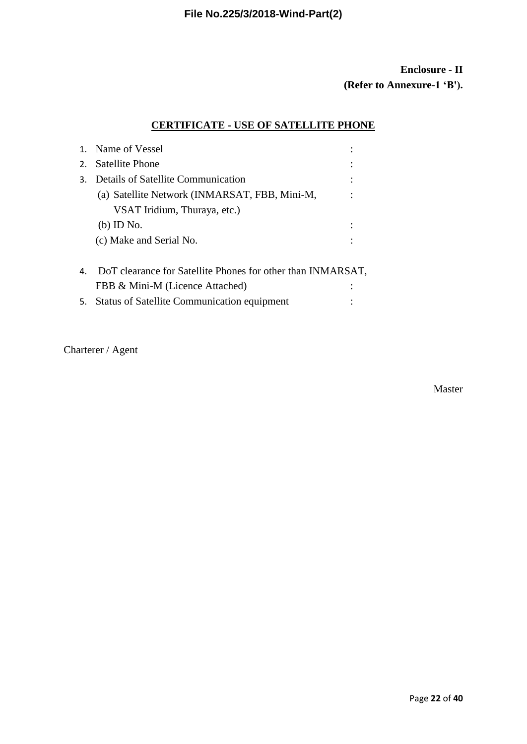**Enclosure - II**
**(Refer to Annexure-1 'B').**

## CERTIFICATE - USE OF SATELLITE PHONE

1. Name of Vessel :
2. Satellite Phone :
3. Details of Satellite Communication :
   (a) Satellite Network (INMARSAT, FBB, Mini-M, VSAT Iridium, Thuraya, etc.) :
   (b) ID No. :
   (c) Make and Serial No. :
4. DoT clearance for Satellite Phones for other than INMARSAT, FBB & Mini-M (Licence Attached) :
5. Status of Satellite Communication equipment :

Charterer / Agent

Master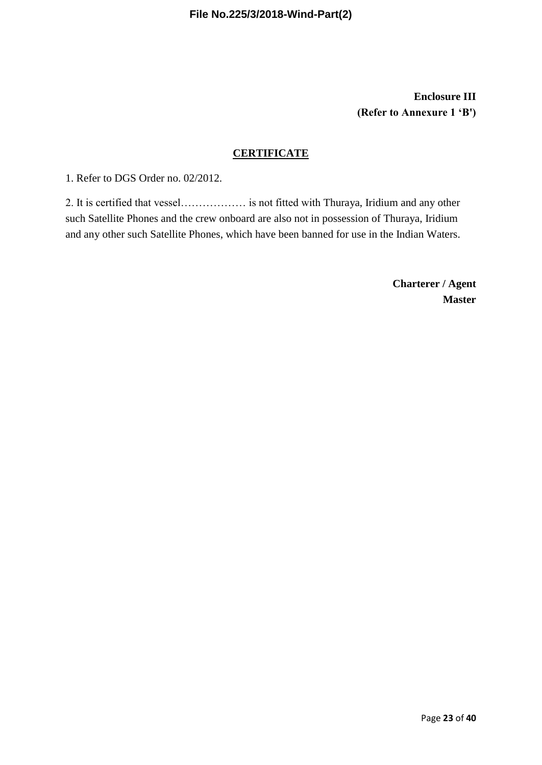**Enclosure III**
**(Refer to Annexure 1 'B')**

## CERTIFICATE

1. Refer to DGS Order no. 02/2012.

2. It is certified that vessel……………… is not fitted with Thuraya, Iridium and any other such Satellite Phones and the crew onboard are also not in possession of Thuraya, Iridium and any other such Satellite Phones, which have been banned for use in the Indian Waters.

**Charterer / Agent**
**Master**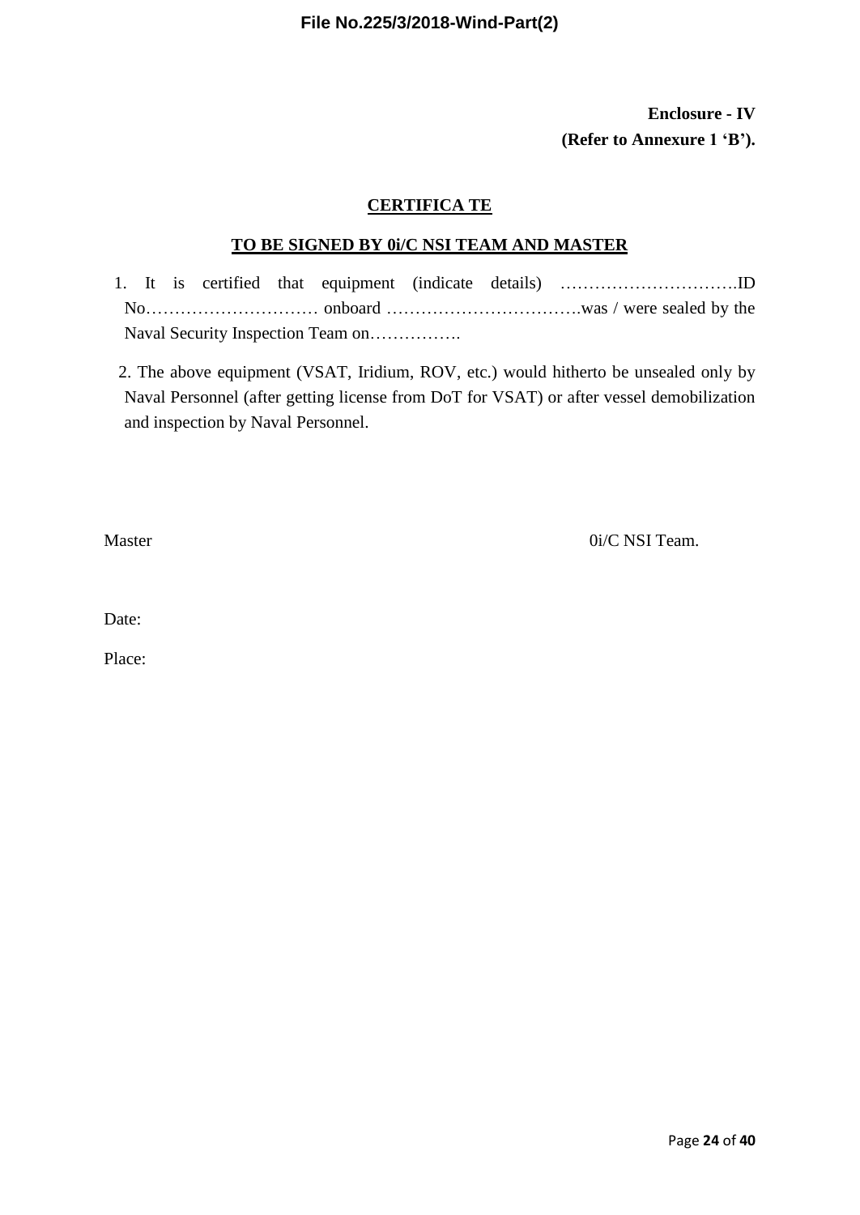**Enclosure - IV**
**(Refer to Annexure 1 'B').**

## CERTIFICA TE

### TO BE SIGNED BY 0i/C NSI TEAM AND MASTER

1. It is certified that equipment (indicate details) ………………………….ID No………………………… onboard …………………………….was / were sealed by the Naval Security Inspection Team on…………….

2. The above equipment (VSAT, Iridium, ROV, etc.) would hitherto be unsealed only by Naval Personnel (after getting license from DoT for VSAT) or after vessel demobilization and inspection by Naval Personnel.

Master 0i/C NSI Team.

Date:

Place: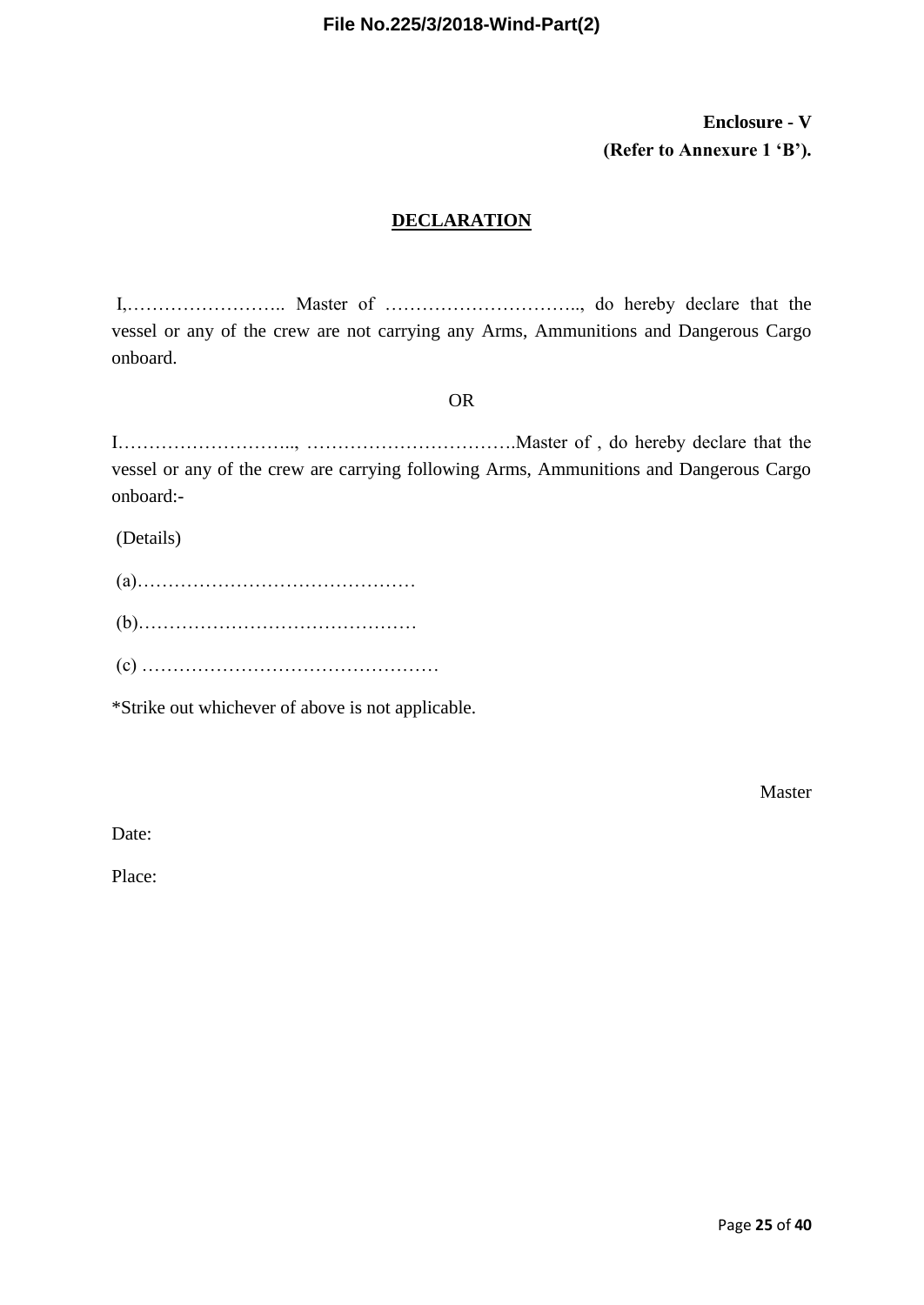**Enclosure - V**
**(Refer to Annexure 1 'B').**

## DECLARATION

I,…………………….. Master of ………………………….., do hereby declare that the vessel or any of the crew are not carrying any Arms, Ammunitions and Dangerous Cargo onboard.

OR

I……………………….., …………………………….Master of , do hereby declare that the vessel or any of the crew are carrying following Arms, Ammunitions and Dangerous Cargo onboard:-

(Details)

(a)………………………………………

(b)………………………………………

(c) …………………………………………

*Strike out whichever of above is not applicable.

Master

Date:

Place: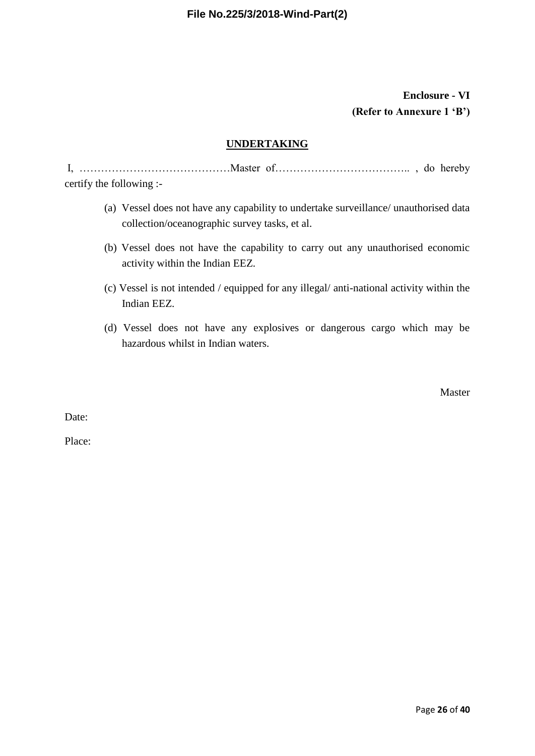**Enclosure - VI**
**(Refer to Annexure 1 'B')**

## UNDERTAKING

I, ……………………………………Master of……………………………….. , do hereby certify the following :-

(a) Vessel does not have any capability to undertake surveillance/ unauthorised data collection/oceanographic survey tasks, et al.

(b) Vessel does not have the capability to carry out any unauthorised economic activity within the Indian EEZ.

(c) Vessel is not intended / equipped for any illegal/ anti-national activity within the Indian EEZ.

(d) Vessel does not have any explosives or dangerous cargo which may be hazardous whilst in Indian waters.

Master

Date:

Place: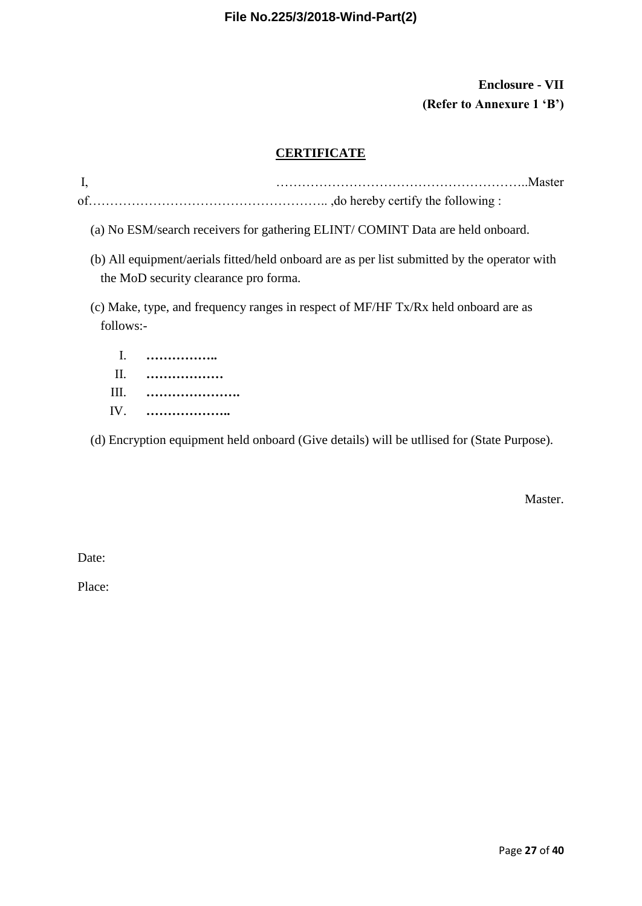**Enclosure - VII**
**(Refer to Annexure 1 'B')**

## CERTIFICATE

I, …………………………………………………..Master of……………………………………………….. ,do hereby certify the following :

(a) No ESM/search receivers for gathering ELINT/ COMINT Data are held onboard.

(b) All equipment/aerials fitted/held onboard are as per list submitted by the operator with the MoD security clearance pro forma.

(c) Make, type, and frequency ranges in respect of MF/HF Tx/Rx held onboard are as follows:-

I. **……………..**
II. **………………**
III. **………………….**
IV. **………………..**

(d) Encryption equipment held onboard (Give details) will be utllised for (State Purpose).

Master.

Date:

Place: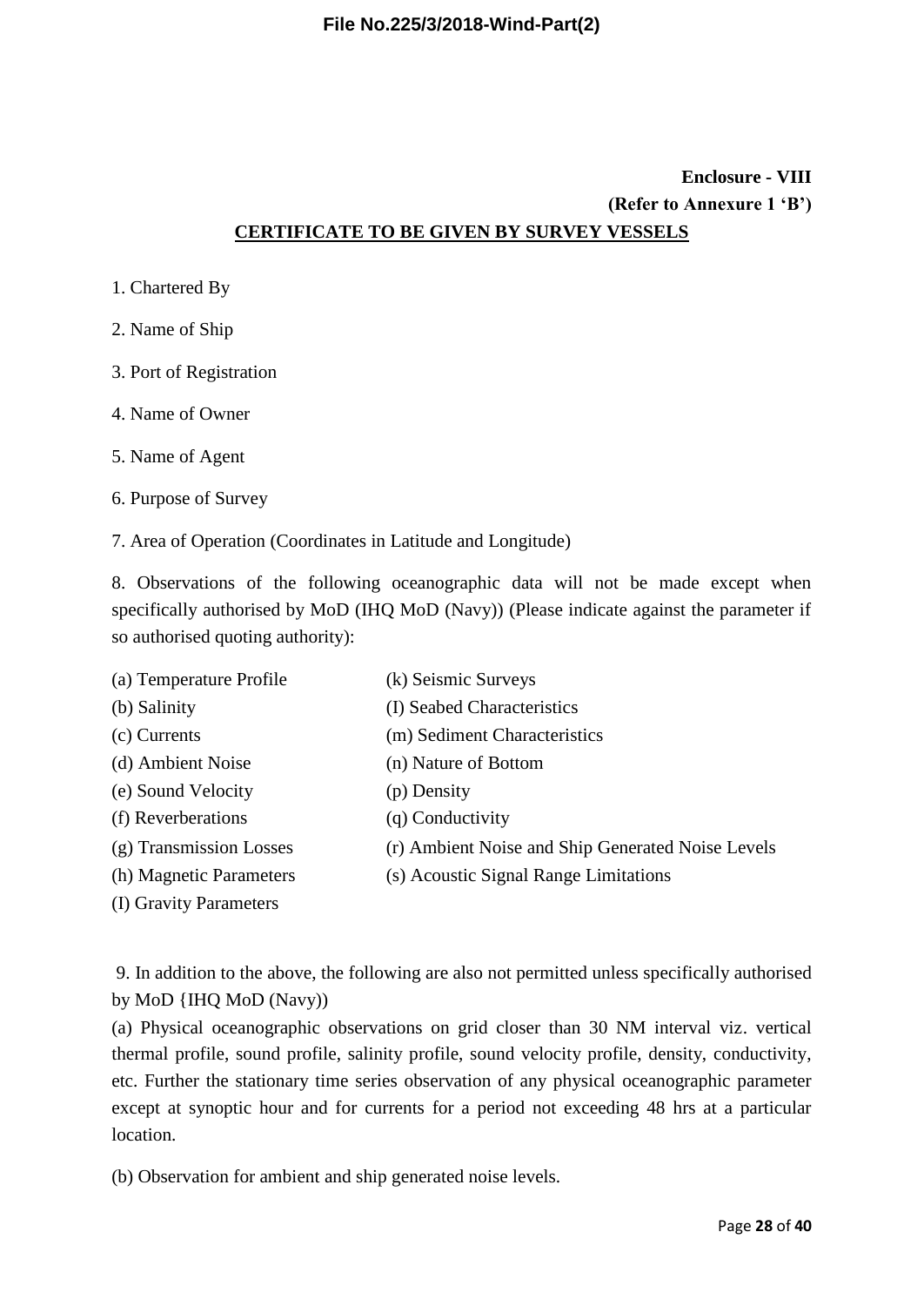**Enclosure - VIII**
**(Refer to Annexure 1 'B')**

## CERTIFICATE TO BE GIVEN BY SURVEY VESSELS

1. Chartered By

2. Name of Ship

3. Port of Registration

4. Name of Owner

5. Name of Agent

6. Purpose of Survey

7. Area of Operation (Coordinates in Latitude and Longitude)

8. Observations of the following oceanographic data will not be made except when specifically authorised by MoD (IHQ MoD (Navy)) (Please indicate against the parameter if so authorised quoting authority):

(a) Temperature Profile
(b) Salinity
(c) Currents
(d) Ambient Noise
(e) Sound Velocity
(f) Reverberations
(g) Transmission Losses
(h) Magnetic Parameters
(I) Gravity Parameters
(k) Seismic Surveys
(I) Seabed Characteristics
(m) Sediment Characteristics
(n) Nature of Bottom
(p) Density
(q) Conductivity
(r) Ambient Noise and Ship Generated Noise Levels
(s) Acoustic Signal Range Limitations

9. In addition to the above, the following are also not permitted unless specifically authorised by MoD {IHQ MoD (Navy))

(a) Physical oceanographic observations on grid closer than 30 NM interval viz. vertical thermal profile, sound profile, salinity profile, sound velocity profile, density, conductivity, etc. Further the stationary time series observation of any physical oceanographic parameter except at synoptic hour and for currents for a period not exceeding 48 hrs at a particular location.

(b) Observation for ambient and ship generated noise levels.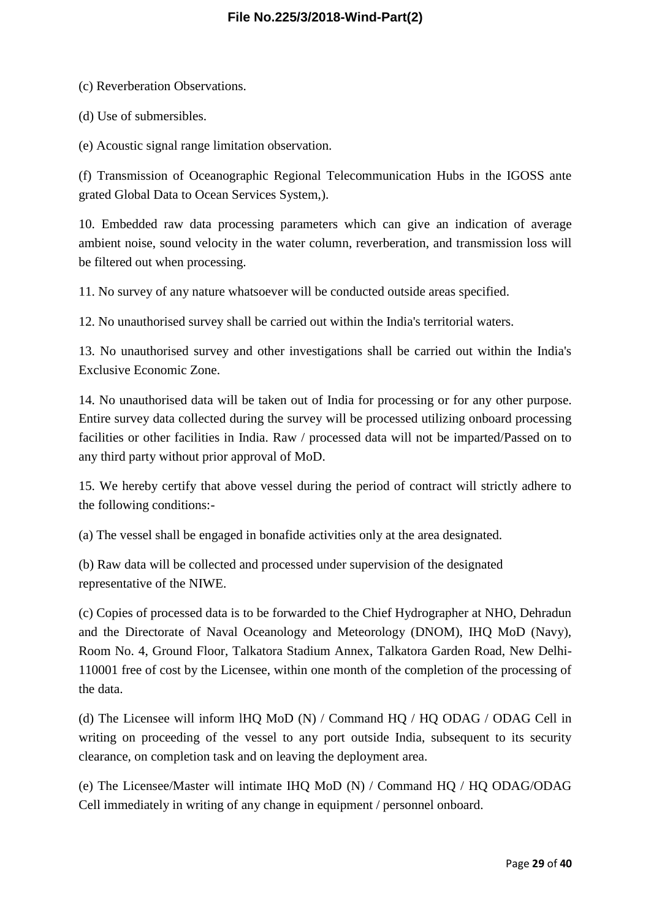(c) Reverberation Observations.

(d) Use of submersibles.

(e) Acoustic signal range limitation observation.

(f) Transmission of Oceanographic Regional Telecommunication Hubs in the IGOSS ante grated Global Data to Ocean Services System,).

10. Embedded raw data processing parameters which can give an indication of average ambient noise, sound velocity in the water column, reverberation, and transmission loss will be filtered out when processing.

11. No survey of any nature whatsoever will be conducted outside areas specified.

12. No unauthorised survey shall be carried out within the India's territorial waters.

13. No unauthorised survey and other investigations shall be carried out within the India's Exclusive Economic Zone.

14. No unauthorised data will be taken out of India for processing or for any other purpose. Entire survey data collected during the survey will be processed utilizing onboard processing facilities or other facilities in India. Raw / processed data will not be imparted/Passed on to any third party without prior approval of MoD.

15. We hereby certify that above vessel during the period of contract will strictly adhere to the following conditions:-

(a) The vessel shall be engaged in bonafide activities only at the area designated.

(b) Raw data will be collected and processed under supervision of the designated representative of the NIWE.

(c) Copies of processed data is to be forwarded to the Chief Hydrographer at NHO, Dehradun and the Directorate of Naval Oceanology and Meteorology (DNOM), IHQ MoD (Navy), Room No. 4, Ground Floor, Talkatora Stadium Annex, Talkatora Garden Road, New Delhi-110001 free of cost by the Licensee, within one month of the completion of the processing of the data.

(d) The Licensee will inform lHQ MoD (N) / Command HQ / HQ ODAG / ODAG Cell in writing on proceeding of the vessel to any port outside India, subsequent to its security clearance, on completion task and on leaving the deployment area.

(e) The Licensee/Master will intimate IHQ MoD (N) / Command HQ / HQ ODAG/ODAG Cell immediately in writing of any change in equipment / personnel onboard.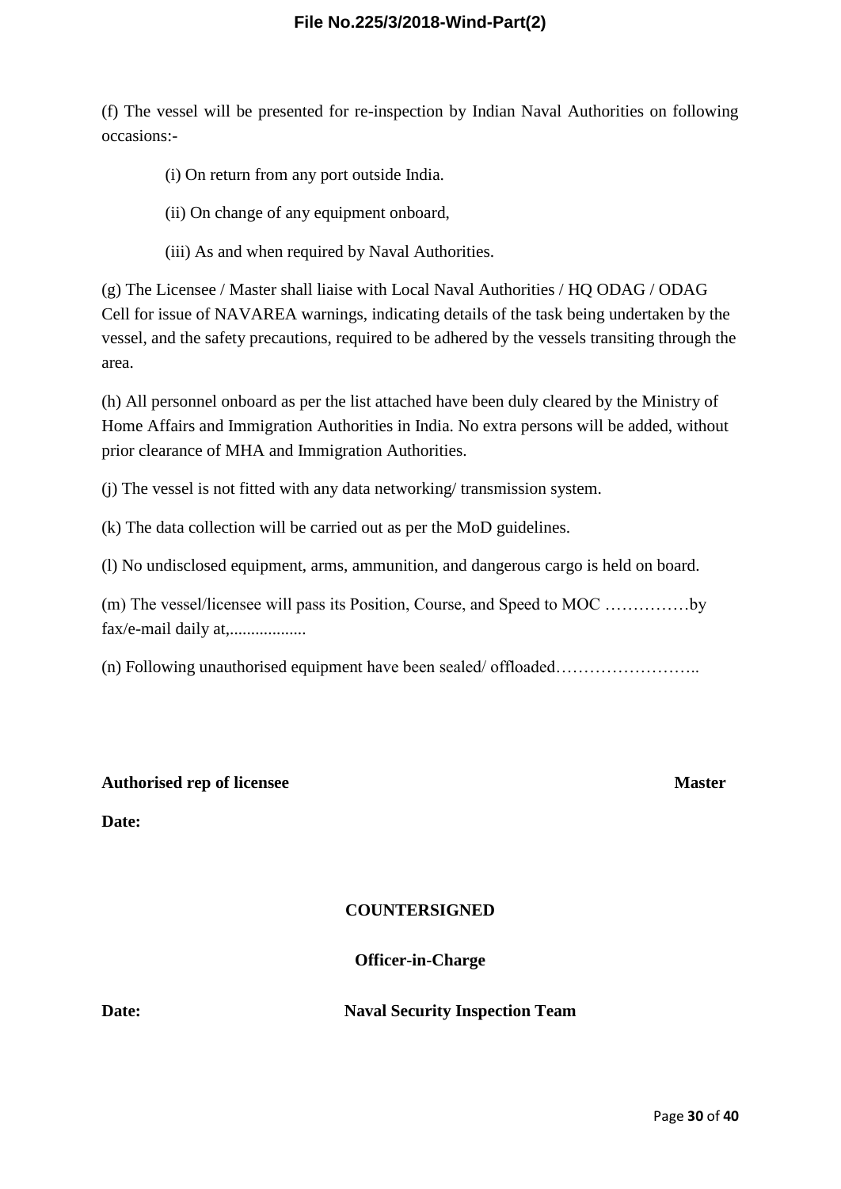(f) The vessel will be presented for re-inspection by Indian Naval Authorities on following occasions:-

(i) On return from any port outside India.

(ii) On change of any equipment onboard,

(iii) As and when required by Naval Authorities.

(g) The Licensee / Master shall liaise with Local Naval Authorities / HQ ODAG / ODAG Cell for issue of NAVAREA warnings, indicating details of the task being undertaken by the vessel, and the safety precautions, required to be adhered by the vessels transiting through the area.

(h) All personnel onboard as per the list attached have been duly cleared by the Ministry of Home Affairs and Immigration Authorities in India. No extra persons will be added, without prior clearance of MHA and Immigration Authorities.

(j) The vessel is not fitted with any data networking/ transmission system.

(k) The data collection will be carried out as per the MoD guidelines.

(l) No undisclosed equipment, arms, ammunition, and dangerous cargo is held on board.

(m) The vessel/licensee will pass its Position, Course, and Speed to MOC ……………by fax/e-mail daily at,..................

(n) Following unauthorised equipment have been sealed/ offloaded……………………..

**Authorised rep of licensee** **Master**

**Date:**

**COUNTERSIGNED**

**Officer-in-Charge**

**Date:** **Naval Security Inspection Team**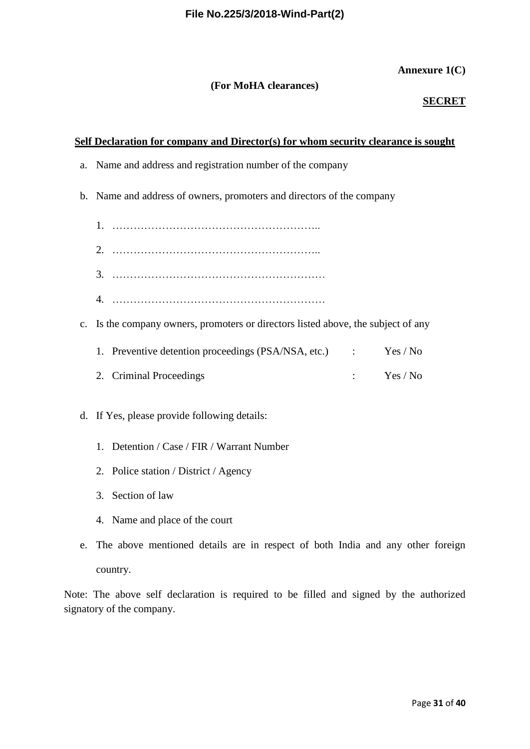**Annexure 1(C)**

**(For MoHA clearances)**

**SECRET**

**Self Declaration for company and Director(s) for whom security clearance is sought**

a. Name and address and registration number of the company

b. Name and address of owners, promoters and directors of the company

   1. …………………………………………………..
   2. …………………………………………………..
   3. ……………………………………………………
   4. ……………………………………………………

c. Is the company owners, promoters or directors listed above, the subject of any

   1. Preventive detention proceedings (PSA/NSA, etc.) : Yes / No
   2. Criminal Proceedings : Yes / No

d. If Yes, please provide following details:

   1. Detention / Case / FIR / Warrant Number
   2. Police station / District / Agency
   3. Section of law
   4. Name and place of the court

e. The above mentioned details are in respect of both India and any other foreign country.

Note: The above self declaration is required to be filled and signed by the authorized signatory of the company.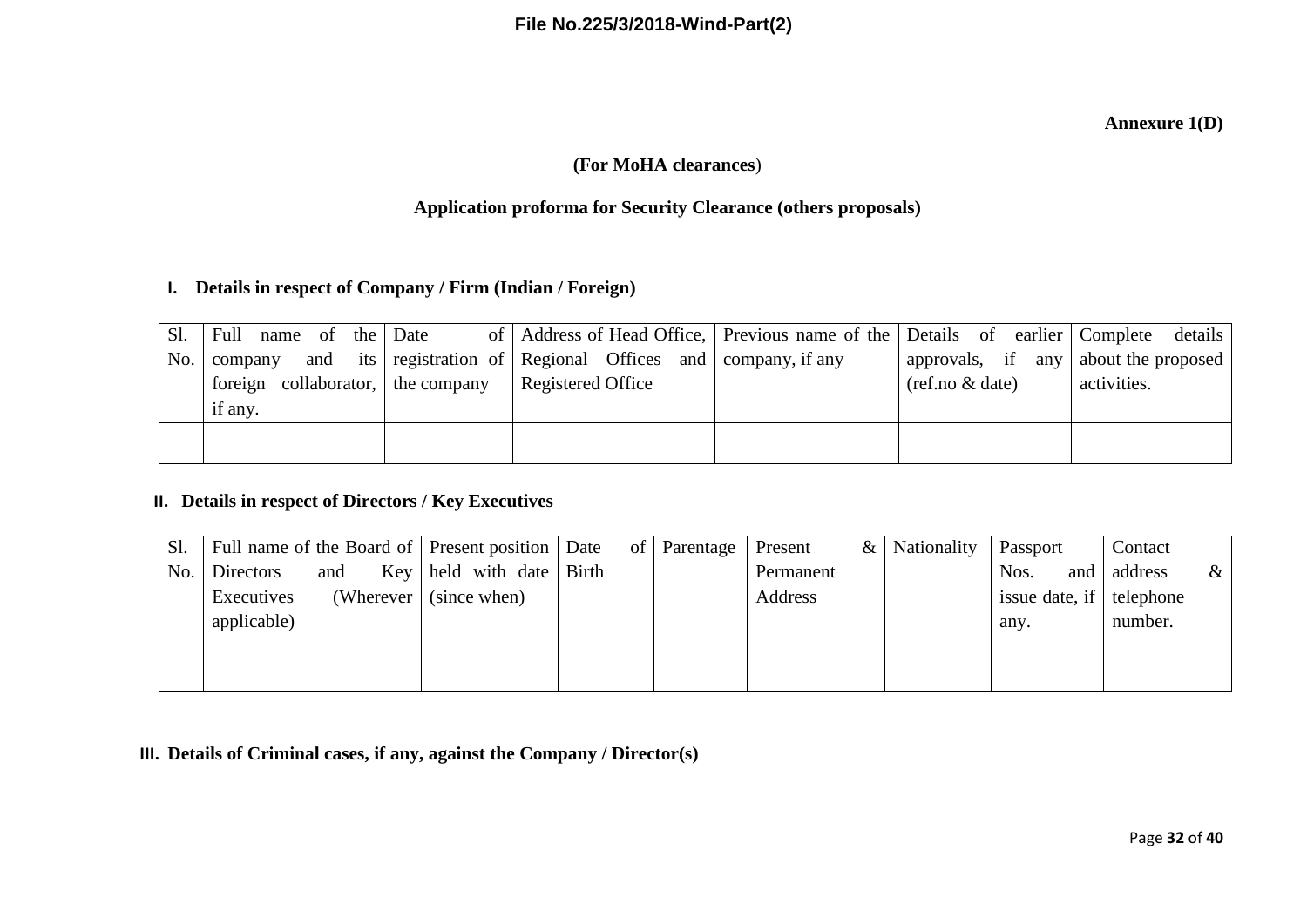**Annexure 1(D)**

**(For MoHA clearances)**

**Application proforma for Security Clearance (others proposals)**

**I. Details in respect of Company / Firm (Indian / Foreign)**

| Sl. No. | Full name of the company and its foreign collaborator, if any. | Date of registration of the company | Address of Head Office, Regional Offices and Registered Office | Previous name of the company, if any | Details of earlier approvals, if any (ref.no & date) | Complete details about the proposed activities. |
|---|---|---|---|---|---|---|
| | | | | | | |

**II. Details in respect of Directors / Key Executives**

| Sl. No. | Full name of the Board of Directors and Key Executives (Wherever applicable) | Present position held with date (since when) | Date of Birth | Parentage | Present & Permanent Address | Nationality | Passport Nos. and issue date, if any. | Contact address & telephone number. |
|---|---|---|---|---|---|---|---|---|
| | | | | | | | | |

**III. Details of Criminal cases, if any, against the Company / Director(s)**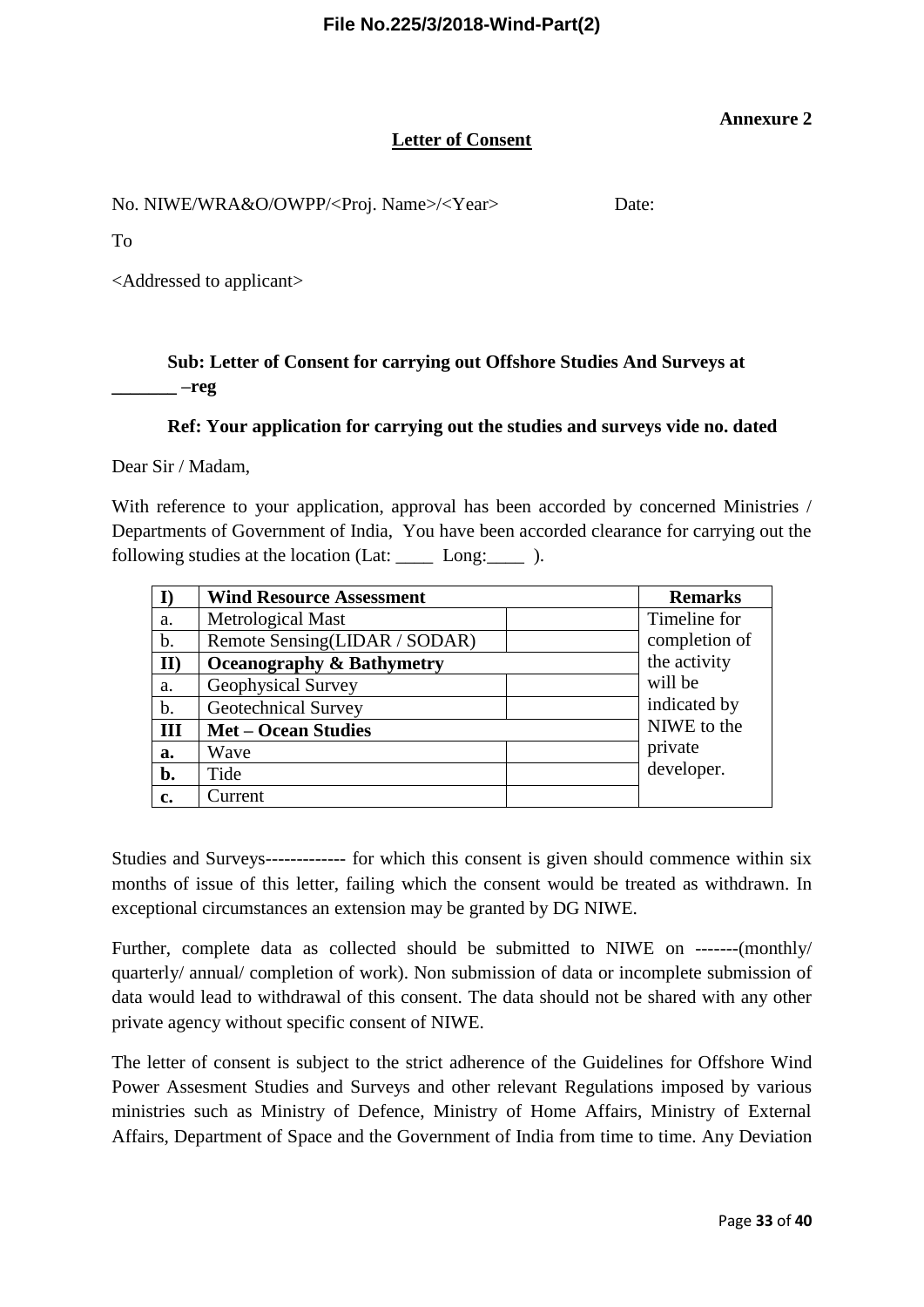File No.225/3/2018-Wind-Part(2)

**Annexure 2**

**Letter of Consent**

No. NIWE/WRA&O/OWPP/<Proj. Name>/<Year>                    Date:

To

<Addressed to applicant>

**Sub: Letter of Consent for carrying out Offshore Studies And Surveys at _______ –reg**

**Ref: Your application for carrying out the studies and surveys vide no. dated**

Dear Sir / Madam,

With reference to your application, approval has been accorded by concerned Ministries / Departments of Government of India, You have been accorded clearance for carrying out the following studies at the location (Lat: ____ Long:____ ).

| **I)** | **Wind Resource Assessment** | | **Remarks** |
|---|---|---|---|
| a. | Metrological Mast | | Timeline for completion of the activity will be indicated by NIWE to the private developer. |
| b. | Remote Sensing(LIDAR / SODAR) | | |
| **II)** | **Oceanography & Bathymetry** | | |
| a. | Geophysical Survey | | |
| b. | Geotechnical Survey | | |
| **III** | **Met – Ocean Studies** | | |
| **a.** | Wave | | |
| **b.** | Tide | | |
| **c.** | Current | | |

Studies and Surveys------------- for which this consent is given should commence within six months of issue of this letter, failing which the consent would be treated as withdrawn. In exceptional circumstances an extension may be granted by DG NIWE.

Further, complete data as collected should be submitted to NIWE on -------(monthly/ quarterly/ annual/ completion of work). Non submission of data or incomplete submission of data would lead to withdrawal of this consent. The data should not be shared with any other private agency without specific consent of NIWE.

The letter of consent is subject to the strict adherence of the Guidelines for Offshore Wind Power Assesment Studies and Surveys and other relevant Regulations imposed by various ministries such as Ministry of Defence, Ministry of Home Affairs, Ministry of External Affairs, Department of Space and the Government of India from time to time. Any Deviation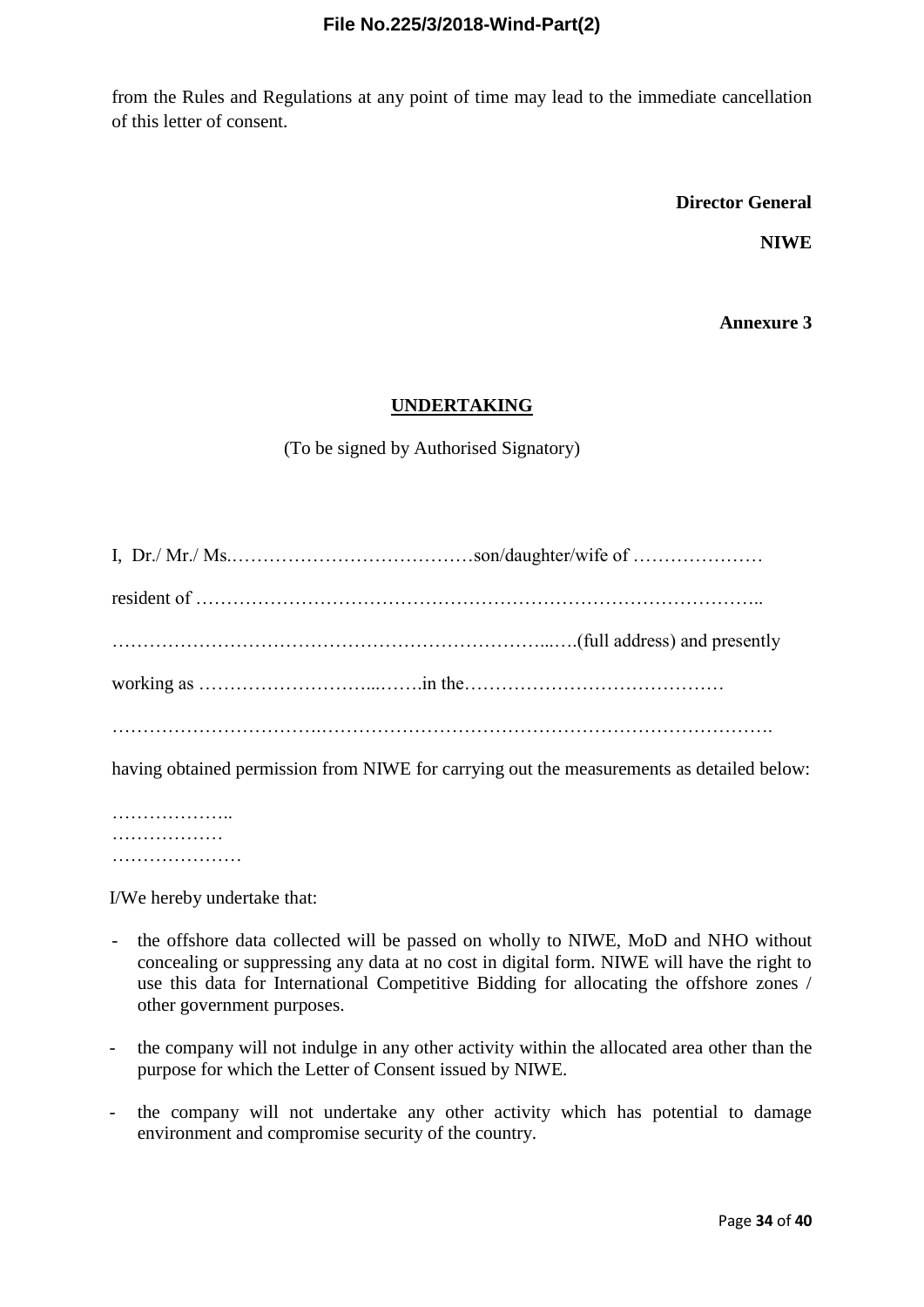from the Rules and Regulations at any point of time may lead to the immediate cancellation of this letter of consent.

**Director General**

**NIWE**

**Annexure 3**

## UNDERTAKING

(To be signed by Authorised Signatory)

I, Dr./ Mr./ Ms.…………………………………son/daughter/wife of …………………

resident of ……………………………………………………………………………..

…………………………………………………………...….(full address) and presently

working as ………………………...…….in the……………………………………

…………………………….…………………………………………………………….

having obtained permission from NIWE for carrying out the measurements as detailed below:

………………..
………………
…………………

I/We hereby undertake that:

- the offshore data collected will be passed on wholly to NIWE, MoD and NHO without concealing or suppressing any data at no cost in digital form. NIWE will have the right to use this data for International Competitive Bidding for allocating the offshore zones / other government purposes.
- the company will not indulge in any other activity within the allocated area other than the purpose for which the Letter of Consent issued by NIWE.
- the company will not undertake any other activity which has potential to damage environment and compromise security of the country.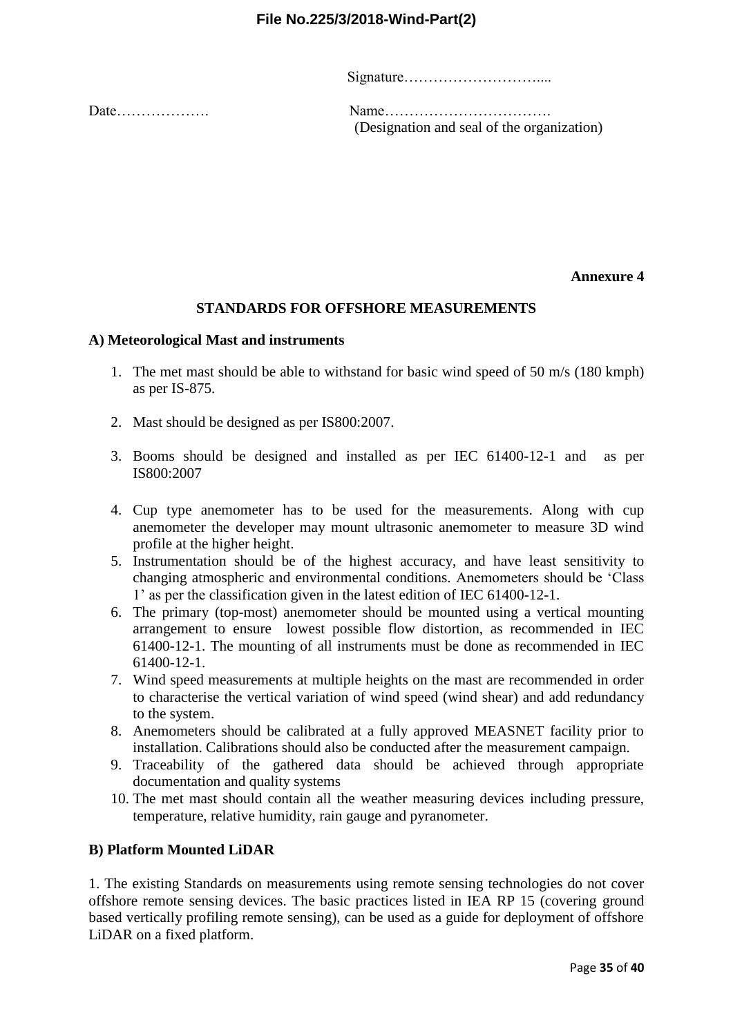Signature…………………………....

Date……………….  Name…………………………….
(Designation and seal of the organization)

**Annexure 4**

## STANDARDS FOR OFFSHORE MEASUREMENTS

### A) Meteorological Mast and instruments

1. The met mast should be able to withstand for basic wind speed of 50 m/s (180 kmph) as per IS-875.

2. Mast should be designed as per IS800:2007.

3. Booms should be designed and installed as per IEC 61400-12-1 and as per IS800:2007

4. Cup type anemometer has to be used for the measurements. Along with cup anemometer the developer may mount ultrasonic anemometer to measure 3D wind profile at the higher height.
5. Instrumentation should be of the highest accuracy, and have least sensitivity to changing atmospheric and environmental conditions. Anemometers should be 'Class 1' as per the classification given in the latest edition of IEC 61400-12-1.
6. The primary (top-most) anemometer should be mounted using a vertical mounting arrangement to ensure lowest possible flow distortion, as recommended in IEC 61400-12-1. The mounting of all instruments must be done as recommended in IEC 61400-12-1.
7. Wind speed measurements at multiple heights on the mast are recommended in order to characterise the vertical variation of wind speed (wind shear) and add redundancy to the system.
8. Anemometers should be calibrated at a fully approved MEASNET facility prior to installation. Calibrations should also be conducted after the measurement campaign.
9. Traceability of the gathered data should be achieved through appropriate documentation and quality systems
10. The met mast should contain all the weather measuring devices including pressure, temperature, relative humidity, rain gauge and pyranometer.

### B) Platform Mounted LiDAR

1. The existing Standards on measurements using remote sensing technologies do not cover offshore remote sensing devices. The basic practices listed in IEA RP 15 (covering ground based vertically profiling remote sensing), can be used as a guide for deployment of offshore LiDAR on a fixed platform.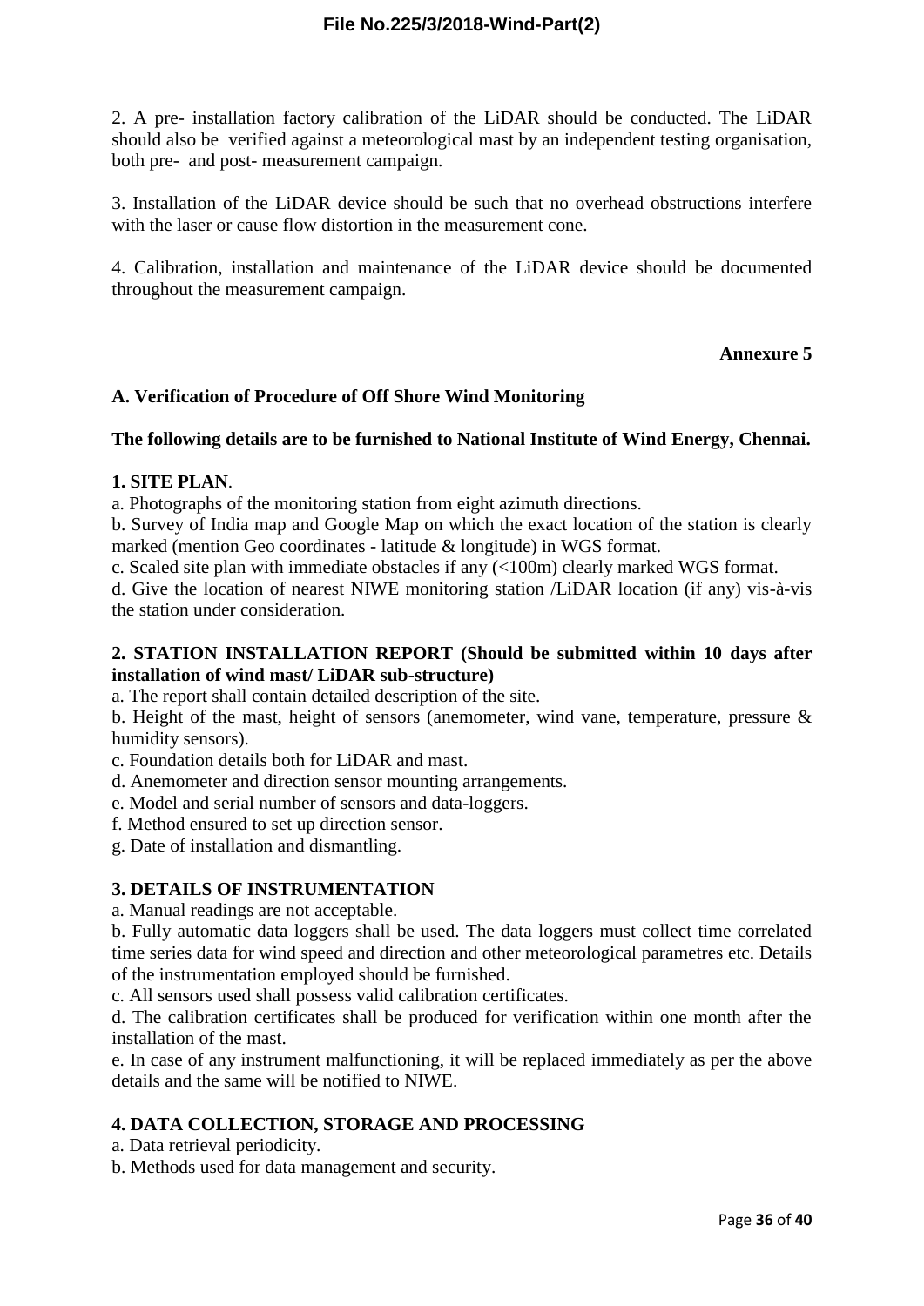2. A pre- installation factory calibration of the LiDAR should be conducted. The LiDAR should also be verified against a meteorological mast by an independent testing organisation, both pre- and post- measurement campaign.

3. Installation of the LiDAR device should be such that no overhead obstructions interfere with the laser or cause flow distortion in the measurement cone.

4. Calibration, installation and maintenance of the LiDAR device should be documented throughout the measurement campaign.

**Annexure 5**

**A. Verification of Procedure of Off Shore Wind Monitoring**

**The following details are to be furnished to National Institute of Wind Energy, Chennai.**

**1. SITE PLAN**.

a. Photographs of the monitoring station from eight azimuth directions.

b. Survey of India map and Google Map on which the exact location of the station is clearly marked (mention Geo coordinates - latitude & longitude) in WGS format.

c. Scaled site plan with immediate obstacles if any (<100m) clearly marked WGS format.

d. Give the location of nearest NIWE monitoring station /LiDAR location (if any) vis-à-vis the station under consideration.

**2. STATION INSTALLATION REPORT (Should be submitted within 10 days after installation of wind mast/ LiDAR sub-structure)**

a. The report shall contain detailed description of the site.

b. Height of the mast, height of sensors (anemometer, wind vane, temperature, pressure & humidity sensors).

c. Foundation details both for LiDAR and mast.

d. Anemometer and direction sensor mounting arrangements.

e. Model and serial number of sensors and data-loggers.

f. Method ensured to set up direction sensor.

g. Date of installation and dismantling.

**3. DETAILS OF INSTRUMENTATION**

a. Manual readings are not acceptable.

b. Fully automatic data loggers shall be used. The data loggers must collect time correlated time series data for wind speed and direction and other meteorological parametres etc. Details of the instrumentation employed should be furnished.

c. All sensors used shall possess valid calibration certificates.

d. The calibration certificates shall be produced for verification within one month after the installation of the mast.

e. In case of any instrument malfunctioning, it will be replaced immediately as per the above details and the same will be notified to NIWE.

**4. DATA COLLECTION, STORAGE AND PROCESSING**

a. Data retrieval periodicity.

b. Methods used for data management and security.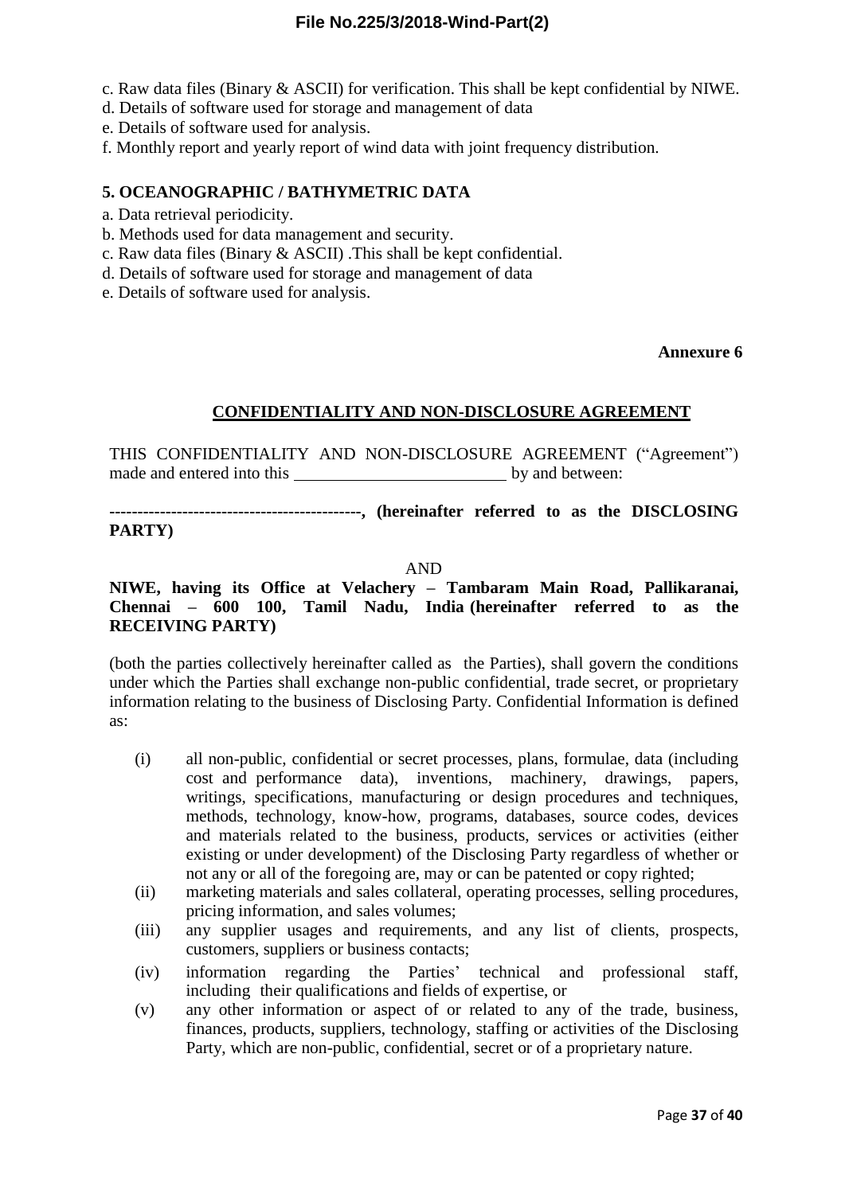c. Raw data files (Binary & ASCII) for verification. This shall be kept confidential by NIWE.
d. Details of software used for storage and management of data
e. Details of software used for analysis.
f. Monthly report and yearly report of wind data with joint frequency distribution.

**5. OCEANOGRAPHIC / BATHYMETRIC DATA**

a. Data retrieval periodicity.
b. Methods used for data management and security.
c. Raw data files (Binary & ASCII) .This shall be kept confidential.
d. Details of software used for storage and management of data
e. Details of software used for analysis.

**Annexure 6**

## CONFIDENTIALITY AND NON-DISCLOSURE AGREEMENT

THIS CONFIDENTIALITY AND NON-DISCLOSURE AGREEMENT ("Agreement") made and entered into this \_\_\_\_\_\_\_\_\_\_\_\_\_\_\_\_\_\_\_\_\_\_\_\_\_\_\_ by and between:

**---------------------------------------------, (hereinafter referred to as the DISCLOSING PARTY)**

AND

**NIWE, having its Office at Velachery – Tambaram Main Road, Pallikaranai, Chennai – 600 100, Tamil Nadu, India (hereinafter referred to as the RECEIVING PARTY)**

(both the parties collectively hereinafter called as the Parties), shall govern the conditions under which the Parties shall exchange non-public confidential, trade secret, or proprietary information relating to the business of Disclosing Party. Confidential Information is defined as:

(i) all non-public, confidential or secret processes, plans, formulae, data (including cost and performance data), inventions, machinery, drawings, papers, writings, specifications, manufacturing or design procedures and techniques, methods, technology, know-how, programs, databases, source codes, devices and materials related to the business, products, services or activities (either existing or under development) of the Disclosing Party regardless of whether or not any or all of the foregoing are, may or can be patented or copy righted;

(ii) marketing materials and sales collateral, operating processes, selling procedures, pricing information, and sales volumes;

(iii) any supplier usages and requirements, and any list of clients, prospects, customers, suppliers or business contacts;

(iv) information regarding the Parties' technical and professional staff, including their qualifications and fields of expertise, or

(v) any other information or aspect of or related to any of the trade, business, finances, products, suppliers, technology, staffing or activities of the Disclosing Party, which are non-public, confidential, secret or of a proprietary nature.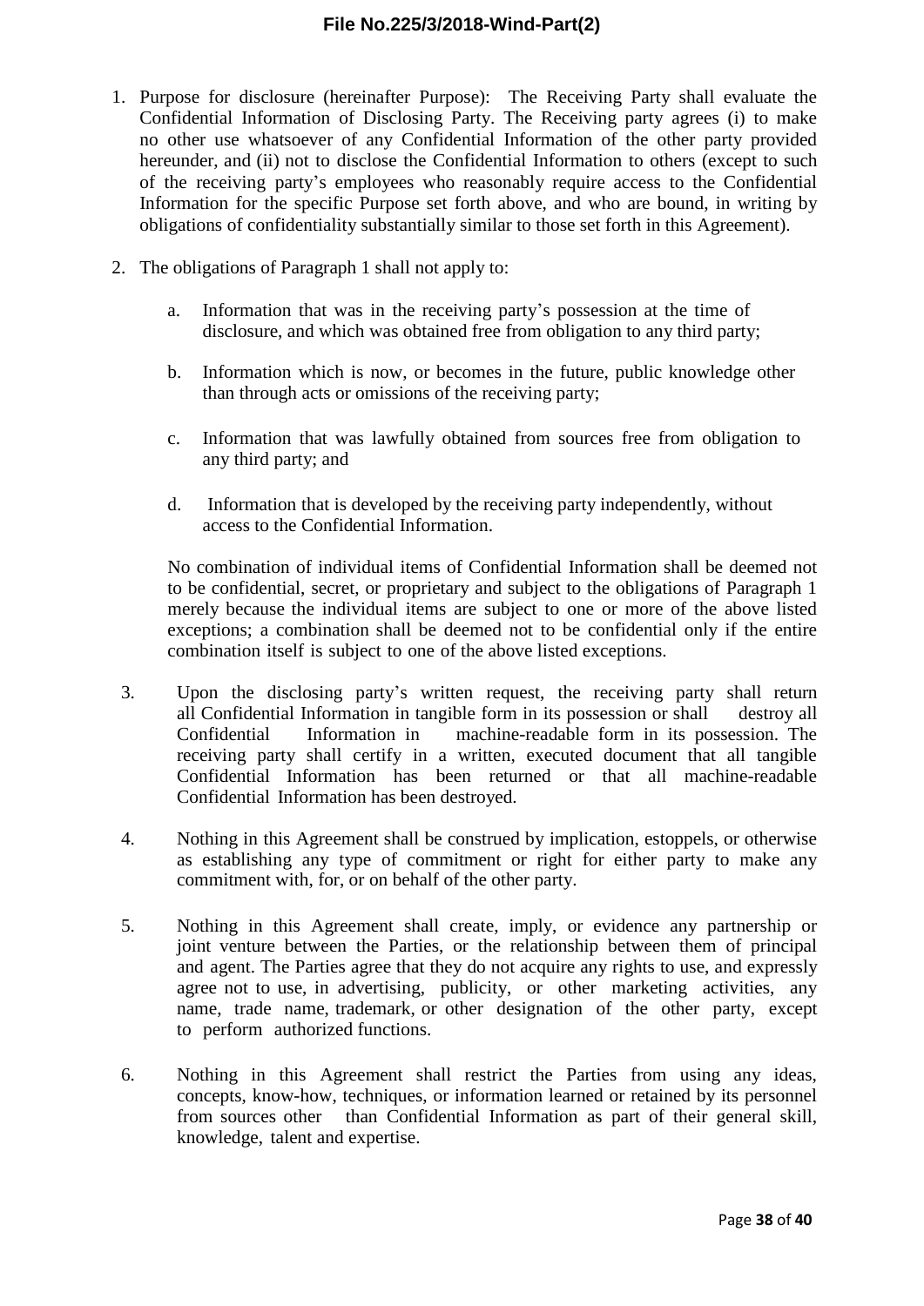1. Purpose for disclosure (hereinafter Purpose): The Receiving Party shall evaluate the Confidential Information of Disclosing Party. The Receiving party agrees (i) to make no other use whatsoever of any Confidential Information of the other party provided hereunder, and (ii) not to disclose the Confidential Information to others (except to such of the receiving party's employees who reasonably require access to the Confidential Information for the specific Purpose set forth above, and who are bound, in writing by obligations of confidentiality substantially similar to those set forth in this Agreement).

2. The obligations of Paragraph 1 shall not apply to:

   a. Information that was in the receiving party's possession at the time of disclosure, and which was obtained free from obligation to any third party;

   b. Information which is now, or becomes in the future, public knowledge other than through acts or omissions of the receiving party;

   c. Information that was lawfully obtained from sources free from obligation to any third party; and

   d. Information that is developed by the receiving party independently, without access to the Confidential Information.

   No combination of individual items of Confidential Information shall be deemed not to be confidential, secret, or proprietary and subject to the obligations of Paragraph 1 merely because the individual items are subject to one or more of the above listed exceptions; a combination shall be deemed not to be confidential only if the entire combination itself is subject to one of the above listed exceptions.

3. Upon the disclosing party's written request, the receiving party shall return all Confidential Information in tangible form in its possession or shall destroy all Confidential Information in machine-readable form in its possession. The receiving party shall certify in a written, executed document that all tangible Confidential Information has been returned or that all machine-readable Confidential Information has been destroyed.

4. Nothing in this Agreement shall be construed by implication, estoppels, or otherwise as establishing any type of commitment or right for either party to make any commitment with, for, or on behalf of the other party.

5. Nothing in this Agreement shall create, imply, or evidence any partnership or joint venture between the Parties, or the relationship between them of principal and agent. The Parties agree that they do not acquire any rights to use, and expressly agree not to use, in advertising, publicity, or other marketing activities, any name, trade name, trademark, or other designation of the other party, except to perform authorized functions.

6. Nothing in this Agreement shall restrict the Parties from using any ideas, concepts, know-how, techniques, or information learned or retained by its personnel from sources other than Confidential Information as part of their general skill, knowledge, talent and expertise.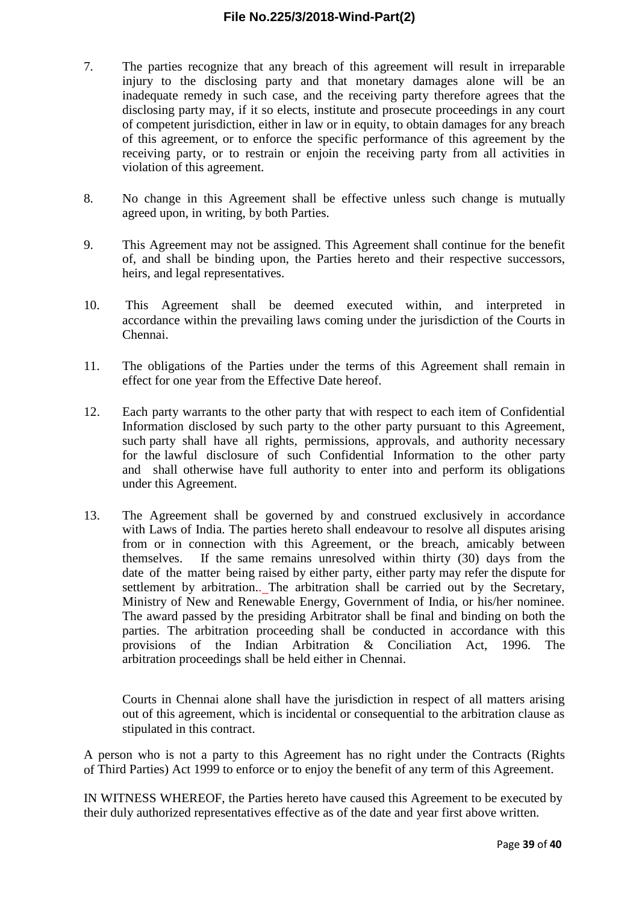7. The parties recognize that any breach of this agreement will result in irreparable injury to the disclosing party and that monetary damages alone will be an inadequate remedy in such case, and the receiving party therefore agrees that the disclosing party may, if it so elects, institute and prosecute proceedings in any court of competent jurisdiction, either in law or in equity, to obtain damages for any breach of this agreement, or to enforce the specific performance of this agreement by the receiving party, or to restrain or enjoin the receiving party from all activities in violation of this agreement.

8. No change in this Agreement shall be effective unless such change is mutually agreed upon, in writing, by both Parties.

9. This Agreement may not be assigned. This Agreement shall continue for the benefit of, and shall be binding upon, the Parties hereto and their respective successors, heirs, and legal representatives.

10. This Agreement shall be deemed executed within, and interpreted in accordance within the prevailing laws coming under the jurisdiction of the Courts in Chennai.

11. The obligations of the Parties under the terms of this Agreement shall remain in effect for one year from the Effective Date hereof.

12. Each party warrants to the other party that with respect to each item of Confidential Information disclosed by such party to the other party pursuant to this Agreement, such party shall have all rights, permissions, approvals, and authority necessary for the lawful disclosure of such Confidential Information to the other party and shall otherwise have full authority to enter into and perform its obligations under this Agreement.

13. The Agreement shall be governed by and construed exclusively in accordance with Laws of India. The parties hereto shall endeavour to resolve all disputes arising from or in connection with this Agreement, or the breach, amicably between themselves. If the same remains unresolved within thirty (30) days from the date of the matter being raised by either party, either party may refer the dispute for settlement by arbitration.. The arbitration shall be carried out by the Secretary, Ministry of New and Renewable Energy, Government of India, or his/her nominee. The award passed by the presiding Arbitrator shall be final and binding on both the parties. The arbitration proceeding shall be conducted in accordance with this provisions of the Indian Arbitration & Conciliation Act, 1996. The arbitration proceedings shall be held either in Chennai.

   Courts in Chennai alone shall have the jurisdiction in respect of all matters arising out of this agreement, which is incidental or consequential to the arbitration clause as stipulated in this contract.

A person who is not a party to this Agreement has no right under the Contracts (Rights of Third Parties) Act 1999 to enforce or to enjoy the benefit of any term of this Agreement.

IN WITNESS WHEREOF, the Parties hereto have caused this Agreement to be executed by their duly authorized representatives effective as of the date and year first above written.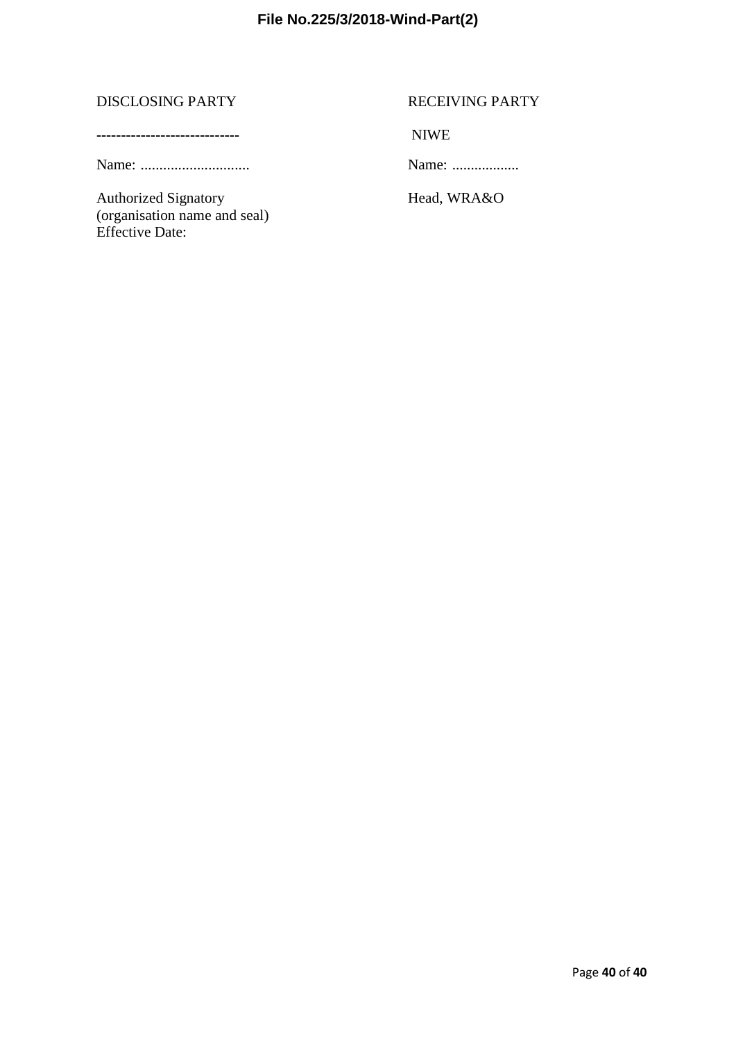| DISCLOSING PARTY | RECEIVING PARTY |
| --- | --- |
| ---------------------------- | NIWE |
| Name: ............................ | Name: .................. |
| Authorized Signatory<br>(organisation name and seal)<br>Effective Date: | Head, WRA&O |